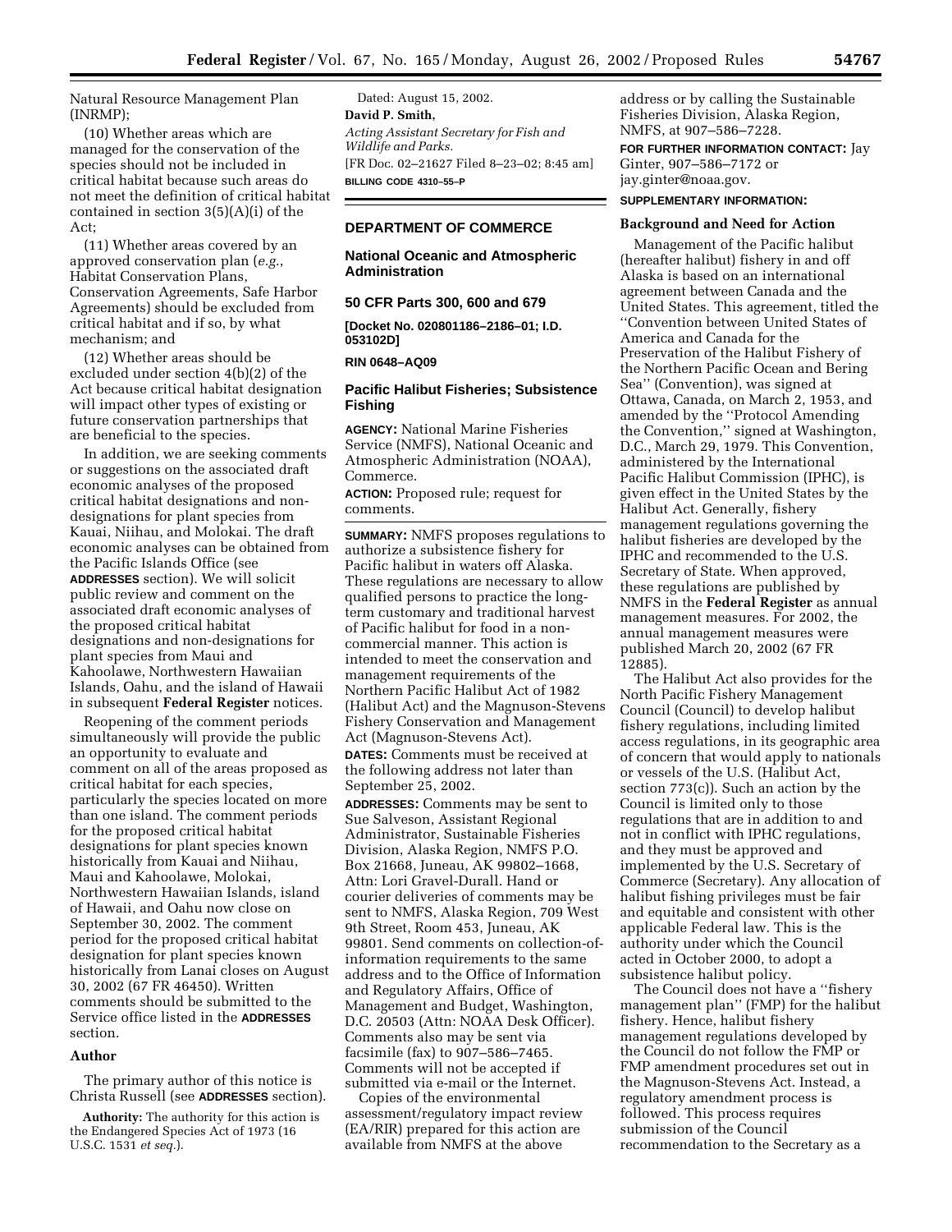Natural Resource Management Plan (INRMP);

(10) Whether areas which are managed for the conservation of the species should not be included in critical habitat because such areas do not meet the definition of critical habitat contained in section 3(5)(A)(i) of the Act;

(11) Whether areas covered by an approved conservation plan (*e.g.*, Habitat Conservation Plans, Conservation Agreements, Safe Harbor Agreements) should be excluded from critical habitat and if so, by what mechanism; and

(12) Whether areas should be excluded under section 4(b)(2) of the Act because critical habitat designation will impact other types of existing or future conservation partnerships that are beneficial to the species.

In addition, we are seeking comments or suggestions on the associated draft economic analyses of the proposed critical habitat designations and non-designations for plant species from Kauai, Niihau, and Molokai. The draft economic analyses can be obtained from the Pacific Islands Office (see **ADDRESSES** section). We will solicit public review and comment on the associated draft economic analyses of the proposed critical habitat designations and non-designations for plant species from Maui and Kahoolawe, Northwestern Hawaiian Islands, Oahu, and the island of Hawaii in subsequent **Federal Register** notices.

Reopening of the comment periods simultaneously will provide the public an opportunity to evaluate and comment on all of the areas proposed as critical habitat for each species, particularly the species located on more than one island. The comment periods for the proposed critical habitat designations for plant species known historically from Kauai and Niihau, Maui and Kahoolawe, Molokai, Northwestern Hawaiian Islands, island of Hawaii, and Oahu now close on September 30, 2002. The comment period for the proposed critical habitat designation for plant species known historically from Lanai closes on August 30, 2002 (67 FR 46450). Written comments should be submitted to the Service office listed in the **ADDRESSES** section.

## Author

The primary author of this notice is Christa Russell (see **ADDRESSES** section).

**Authority:** The authority for this action is the Endangered Species Act of 1973 (16 U.S.C. 1531 *et seq.*).

Dated: August 15, 2002.

**David P. Smith,**

*Acting Assistant Secretary for Fish and Wildlife and Parks.*

[FR Doc. 02–21627 Filed 8–23–02; 8:45 am]

**BILLING CODE 4310–55–P**

## DEPARTMENT OF COMMERCE

## National Oceanic and Atmospheric Administration

## 50 CFR Parts 300, 600 and 679

**[Docket No. 020801186–2186–01; I.D. 053102D]**

**RIN 0648–AQ09**

## Pacific Halibut Fisheries; Subsistence Fishing

**AGENCY:** National Marine Fisheries Service (NMFS), National Oceanic and Atmospheric Administration (NOAA), Commerce.

**ACTION:** Proposed rule; request for comments.

**SUMMARY:** NMFS proposes regulations to authorize a subsistence fishery for Pacific halibut in waters off Alaska. These regulations are necessary to allow qualified persons to practice the long-term customary and traditional harvest of Pacific halibut for food in a non-commercial manner. This action is intended to meet the conservation and management requirements of the Northern Pacific Halibut Act of 1982 (Halibut Act) and the Magnuson-Stevens Fishery Conservation and Management Act (Magnuson-Stevens Act).

**DATES:** Comments must be received at the following address not later than September 25, 2002.

**ADDRESSES:** Comments may be sent to Sue Salveson, Assistant Regional Administrator, Sustainable Fisheries Division, Alaska Region, NMFS P.O. Box 21668, Juneau, AK 99802–1668, Attn: Lori Gravel-Durall. Hand or courier deliveries of comments may be sent to NMFS, Alaska Region, 709 West 9th Street, Room 453, Juneau, AK 99801. Send comments on collection-of-information requirements to the same address and to the Office of Information and Regulatory Affairs, Office of Management and Budget, Washington, D.C. 20503 (Attn: NOAA Desk Officer). Comments also may be sent via facsimile (fax) to 907–586–7465. Comments will not be accepted if submitted via e-mail or the Internet.

Copies of the environmental assessment/regulatory impact review (EA/RIR) prepared for this action are available from NMFS at the above address or by calling the Sustainable Fisheries Division, Alaska Region, NMFS, at 907–586–7228.

**FOR FURTHER INFORMATION CONTACT:** Jay Ginter, 907–586–7172 or jay.ginter@noaa.gov.

**SUPPLEMENTARY INFORMATION:**

### Background and Need for Action

Management of the Pacific halibut (hereafter halibut) fishery in and off Alaska is based on an international agreement between Canada and the United States. This agreement, titled the ''Convention between United States of America and Canada for the Preservation of the Halibut Fishery of the Northern Pacific Ocean and Bering Sea'' (Convention), was signed at Ottawa, Canada, on March 2, 1953, and amended by the ''Protocol Amending the Convention,'' signed at Washington, D.C., March 29, 1979. This Convention, administered by the International Pacific Halibut Commission (IPHC), is given effect in the United States by the Halibut Act. Generally, fishery management regulations governing the halibut fisheries are developed by the IPHC and recommended to the U.S. Secretary of State. When approved, these regulations are published by NMFS in the **Federal Register** as annual management measures. For 2002, the annual management measures were published March 20, 2002 (67 FR 12885).

The Halibut Act also provides for the North Pacific Fishery Management Council (Council) to develop halibut fishery regulations, including limited access regulations, in its geographic area of concern that would apply to nationals or vessels of the U.S. (Halibut Act, section 773(c)). Such an action by the Council is limited only to those regulations that are in addition to and not in conflict with IPHC regulations, and they must be approved and implemented by the U.S. Secretary of Commerce (Secretary). Any allocation of halibut fishing privileges must be fair and equitable and consistent with other applicable Federal law. This is the authority under which the Council acted in October 2000, to adopt a subsistence halibut policy.

The Council does not have a ''fishery management plan'' (FMP) for the halibut fishery. Hence, halibut fishery management regulations developed by the Council do not follow the FMP or FMP amendment procedures set out in the Magnuson-Stevens Act. Instead, a regulatory amendment process is followed. This process requires submission of the Council recommendation to the Secretary as a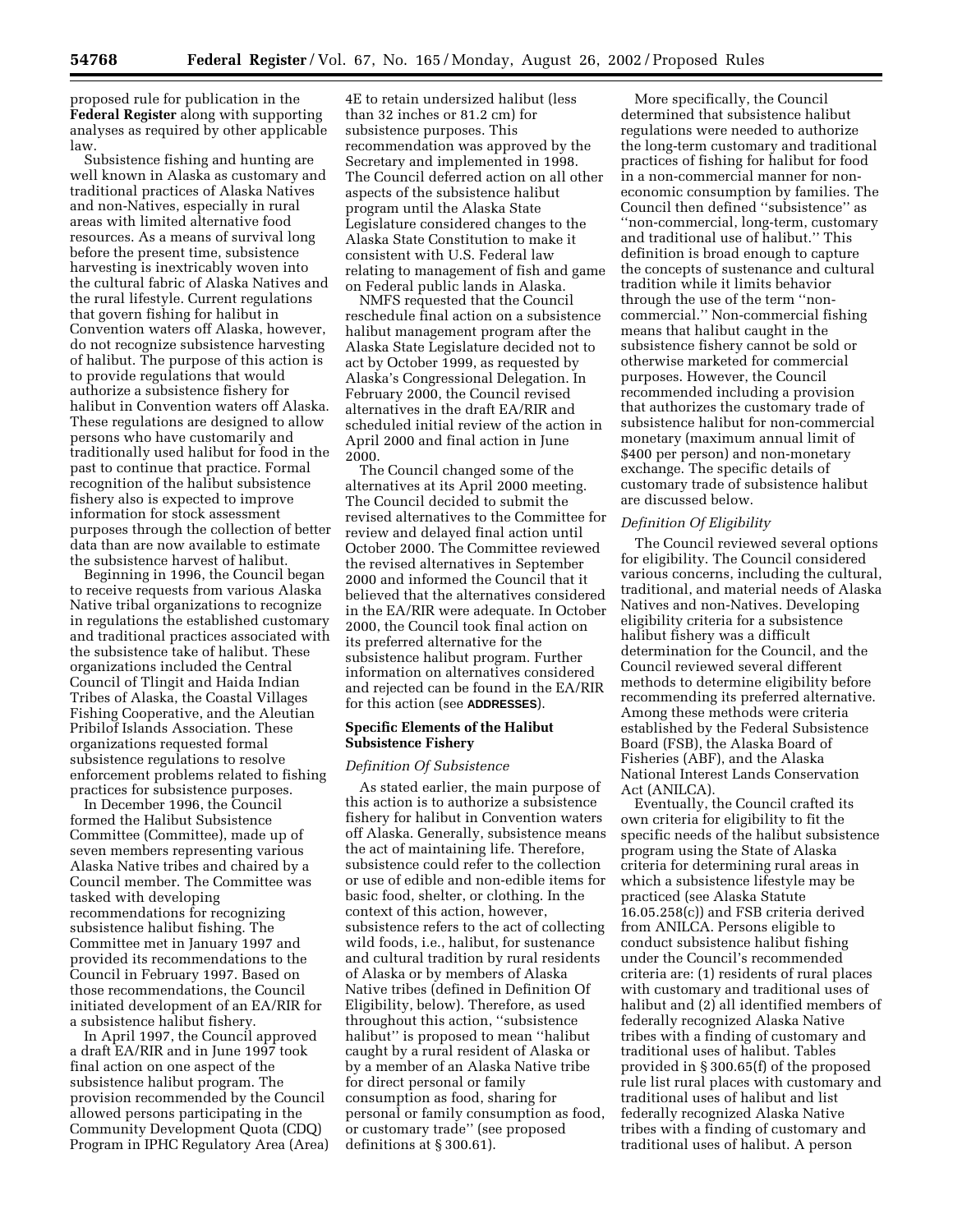proposed rule for publication in the **Federal Register** along with supporting analyses as required by other applicable law.

Subsistence fishing and hunting are well known in Alaska as customary and traditional practices of Alaska Natives and non-Natives, especially in rural areas with limited alternative food resources. As a means of survival long before the present time, subsistence harvesting is inextricably woven into the cultural fabric of Alaska Natives and the rural lifestyle. Current regulations that govern fishing for halibut in Convention waters off Alaska, however, do not recognize subsistence harvesting of halibut. The purpose of this action is to provide regulations that would authorize a subsistence fishery for halibut in Convention waters off Alaska. These regulations are designed to allow persons who have customarily and traditionally used halibut for food in the past to continue that practice. Formal recognition of the halibut subsistence fishery also is expected to improve information for stock assessment purposes through the collection of better data than are now available to estimate the subsistence harvest of halibut.

Beginning in 1996, the Council began to receive requests from various Alaska Native tribal organizations to recognize in regulations the established customary and traditional practices associated with the subsistence take of halibut. These organizations included the Central Council of Tlingit and Haida Indian Tribes of Alaska, the Coastal Villages Fishing Cooperative, and the Aleutian Pribilof Islands Association. These organizations requested formal subsistence regulations to resolve enforcement problems related to fishing practices for subsistence purposes.

In December 1996, the Council formed the Halibut Subsistence Committee (Committee), made up of seven members representing various Alaska Native tribes and chaired by a Council member. The Committee was tasked with developing recommendations for recognizing subsistence halibut fishing. The Committee met in January 1997 and provided its recommendations to the Council in February 1997. Based on those recommendations, the Council initiated development of an EA/RIR for a subsistence halibut fishery.

In April 1997, the Council approved a draft EA/RIR and in June 1997 took final action on one aspect of the subsistence halibut program. The provision recommended by the Council allowed persons participating in the Community Development Quota (CDQ) Program in IPHC Regulatory Area (Area) 4E to retain undersized halibut (less than 32 inches or 81.2 cm) for subsistence purposes. This recommendation was approved by the Secretary and implemented in 1998. The Council deferred action on all other aspects of the subsistence halibut program until the Alaska State Legislature considered changes to the Alaska State Constitution to make it consistent with U.S. Federal law relating to management of fish and game on Federal public lands in Alaska.

NMFS requested that the Council reschedule final action on a subsistence halibut management program after the Alaska State Legislature decided not to act by October 1999, as requested by Alaska's Congressional Delegation. In February 2000, the Council revised alternatives in the draft EA/RIR and scheduled initial review of the action in April 2000 and final action in June 2000.

The Council changed some of the alternatives at its April 2000 meeting. The Council decided to submit the revised alternatives to the Committee for review and delayed final action until October 2000. The Committee reviewed the revised alternatives in September 2000 and informed the Council that it believed that the alternatives considered in the EA/RIR were adequate. In October 2000, the Council took final action on its preferred alternative for the subsistence halibut program. Further information on alternatives considered and rejected can be found in the EA/RIR for this action (see **ADDRESSES**).

## Specific Elements of the Halibut Subsistence Fishery

### *Definition Of Subsistence*

As stated earlier, the main purpose of this action is to authorize a subsistence fishery for halibut in Convention waters off Alaska. Generally, subsistence means the act of maintaining life. Therefore, subsistence could refer to the collection or use of edible and non-edible items for basic food, shelter, or clothing. In the context of this action, however, subsistence refers to the act of collecting wild foods, i.e., halibut, for sustenance and cultural tradition by rural residents of Alaska or by members of Alaska Native tribes (defined in Definition Of Eligibility, below). Therefore, as used throughout this action, ''subsistence halibut'' is proposed to mean ''halibut caught by a rural resident of Alaska or by a member of an Alaska Native tribe for direct personal or family consumption as food, sharing for personal or family consumption as food, or customary trade'' (see proposed definitions at § 300.61).

More specifically, the Council determined that subsistence halibut regulations were needed to authorize the long-term customary and traditional practices of fishing for halibut for food in a non-commercial manner for non-economic consumption by families. The Council then defined ''subsistence'' as ''non-commercial, long-term, customary and traditional use of halibut.'' This definition is broad enough to capture the concepts of sustenance and cultural tradition while it limits behavior through the use of the term ''non-commercial.'' Non-commercial fishing means that halibut caught in the subsistence fishery cannot be sold or otherwise marketed for commercial purposes. However, the Council recommended including a provision that authorizes the customary trade of subsistence halibut for non-commercial monetary (maximum annual limit of $400 per person) and non-monetary exchange. The specific details of customary trade of subsistence halibut are discussed below.

### *Definition Of Eligibility*

The Council reviewed several options for eligibility. The Council considered various concerns, including the cultural, traditional, and material needs of Alaska Natives and non-Natives. Developing eligibility criteria for a subsistence halibut fishery was a difficult determination for the Council, and the Council reviewed several different methods to determine eligibility before recommending its preferred alternative. Among these methods were criteria established by the Federal Subsistence Board (FSB), the Alaska Board of Fisheries (ABF), and the Alaska National Interest Lands Conservation Act (ANILCA).

Eventually, the Council crafted its own criteria for eligibility to fit the specific needs of the halibut subsistence program using the State of Alaska criteria for determining rural areas in which a subsistence lifestyle may be practiced (see Alaska Statute 16.05.258(c)) and FSB criteria derived from ANILCA. Persons eligible to conduct subsistence halibut fishing under the Council's recommended criteria are: (1) residents of rural places with customary and traditional uses of halibut and (2) all identified members of federally recognized Alaska Native tribes with a finding of customary and traditional uses of halibut. Tables provided in § 300.65(f) of the proposed rule list rural places with customary and traditional uses of halibut and list federally recognized Alaska Native tribes with a finding of customary and traditional uses of halibut. A person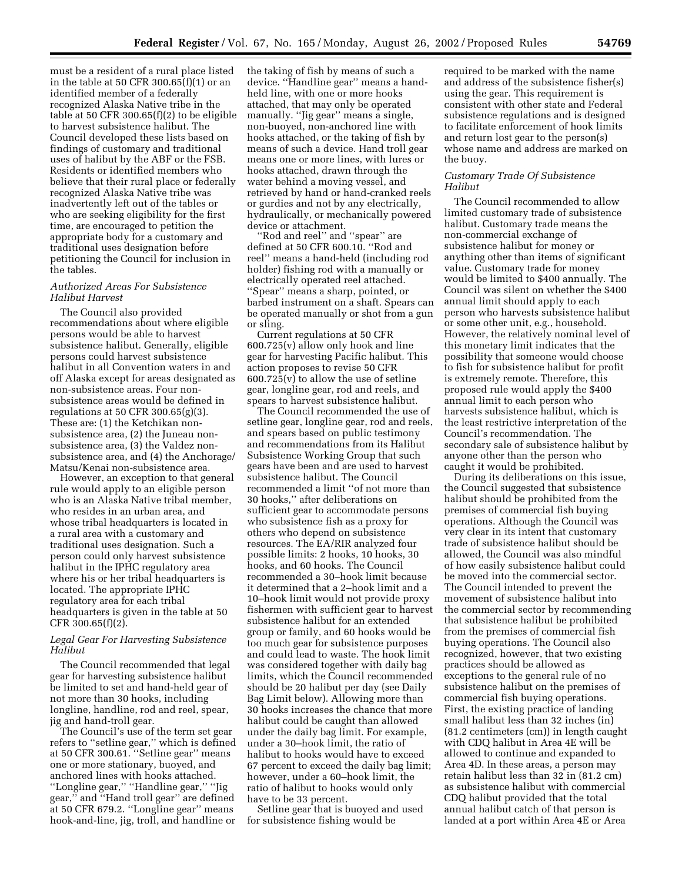must be a resident of a rural place listed in the table at 50 CFR 300.65(f)(1) or an identified member of a federally recognized Alaska Native tribe in the table at 50 CFR 300.65(f)(2) to be eligible to harvest subsistence halibut. The Council developed these lists based on findings of customary and traditional uses of halibut by the ABF or the FSB. Residents or identified members who believe that their rural place or federally recognized Alaska Native tribe was inadvertently left out of the tables or who are seeking eligibility for the first time, are encouraged to petition the appropriate body for a customary and traditional uses designation before petitioning the Council for inclusion in the tables.

### *Authorized Areas For Subsistence Halibut Harvest*

The Council also provided recommendations about where eligible persons would be able to harvest subsistence halibut. Generally, eligible persons could harvest subsistence halibut in all Convention waters in and off Alaska except for areas designated as non-subsistence areas. Four non-subsistence areas would be defined in regulations at 50 CFR 300.65(g)(3). These are: (1) the Ketchikan non-subsistence area, (2) the Juneau non-subsistence area, (3) the Valdez non-subsistence area, and (4) the Anchorage/Matsu/Kenai non-subsistence area.

However, an exception to that general rule would apply to an eligible person who is an Alaska Native tribal member, who resides in an urban area, and whose tribal headquarters is located in a rural area with a customary and traditional uses designation. Such a person could only harvest subsistence halibut in the IPHC regulatory area where his or her tribal headquarters is located. The appropriate IPHC regulatory area for each tribal headquarters is given in the table at 50 CFR 300.65(f)(2).

### *Legal Gear For Harvesting Subsistence Halibut*

The Council recommended that legal gear for harvesting subsistence halibut be limited to set and hand-held gear of not more than 30 hooks, including longline, handline, rod and reel, spear, jig and hand-troll gear.

The Council's use of the term set gear refers to ''setline gear,'' which is defined at 50 CFR 300.61. ''Setline gear'' means one or more stationary, buoyed, and anchored lines with hooks attached. ''Longline gear,'' ''Handline gear,'' ''Jig gear,'' and ''Hand troll gear'' are defined at 50 CFR 679.2. ''Longline gear'' means hook-and-line, jig, troll, and handline or the taking of fish by means of such a device. ''Handline gear'' means a hand-held line, with one or more hooks attached, that may only be operated manually. ''Jig gear'' means a single, non-buoyed, non-anchored line with hooks attached, or the taking of fish by means of such a device. Hand troll gear means one or more lines, with lures or hooks attached, drawn through the water behind a moving vessel, and retrieved by hand or hand-cranked reels or gurdies and not by any electrically, hydraulically, or mechanically powered device or attachment.

''Rod and reel'' and ''spear'' are defined at 50 CFR 600.10. ''Rod and reel'' means a hand-held (including rod holder) fishing rod with a manually or electrically operated reel attached. ''Spear'' means a sharp, pointed, or barbed instrument on a shaft. Spears can be operated manually or shot from a gun or sling.

Current regulations at 50 CFR 600.725(v) allow only hook and line gear for harvesting Pacific halibut. This action proposes to revise 50 CFR 600.725(v) to allow the use of setline gear, longline gear, rod and reels, and spears to harvest subsistence halibut.

The Council recommended the use of setline gear, longline gear, rod and reels, and spears based on public testimony and recommendations from its Halibut Subsistence Working Group that such gears have been and are used to harvest subsistence halibut. The Council recommended a limit ''of not more than 30 hooks,'' after deliberations on sufficient gear to accommodate persons who subsistence fish as a proxy for others who depend on subsistence resources. The EA/RIR analyzed four possible limits: 2 hooks, 10 hooks, 30 hooks, and 60 hooks. The Council recommended a 30–hook limit because it determined that a 2–hook limit and a 10–hook limit would not provide proxy fishermen with sufficient gear to harvest subsistence halibut for an extended group or family, and 60 hooks would be too much gear for subsistence purposes and could lead to waste. The hook limit was considered together with daily bag limits, which the Council recommended should be 20 halibut per day (see Daily Bag Limit below). Allowing more than 30 hooks increases the chance that more halibut could be caught than allowed under the daily bag limit. For example, under a 30–hook limit, the ratio of halibut to hooks would have to exceed 67 percent to exceed the daily bag limit; however, under a 60–hook limit, the ratio of halibut to hooks would only have to be 33 percent.

Setline gear that is buoyed and used for subsistence fishing would be required to be marked with the name and address of the subsistence fisher(s) using the gear. This requirement is consistent with other state and Federal subsistence regulations and is designed to facilitate enforcement of hook limits and return lost gear to the person(s) whose name and address are marked on the buoy.

### *Customary Trade Of Subsistence Halibut*

The Council recommended to allow limited customary trade of subsistence halibut. Customary trade means the non-commercial exchange of subsistence halibut for money or anything other than items of significant value. Customary trade for money would be limited to $400 annually. The Council was silent on whether the $400 annual limit should apply to each person who harvests subsistence halibut or some other unit, e.g., household. However, the relatively nominal level of this monetary limit indicates that the possibility that someone would choose to fish for subsistence halibut for profit is extremely remote. Therefore, this proposed rule would apply the $400 annual limit to each person who harvests subsistence halibut, which is the least restrictive interpretation of the Council's recommendation. The secondary sale of subsistence halibut by anyone other than the person who caught it would be prohibited.

During its deliberations on this issue, the Council suggested that subsistence halibut should be prohibited from the premises of commercial fish buying operations. Although the Council was very clear in its intent that customary trade of subsistence halibut should be allowed, the Council was also mindful of how easily subsistence halibut could be moved into the commercial sector. The Council intended to prevent the movement of subsistence halibut into the commercial sector by recommending that subsistence halibut be prohibited from the premises of commercial fish buying operations. The Council also recognized, however, that two existing practices should be allowed as exceptions to the general rule of no subsistence halibut on the premises of commercial fish buying operations. First, the existing practice of landing small halibut less than 32 inches (in) (81.2 centimeters (cm)) in length caught with CDQ halibut in Area 4E will be allowed to continue and expanded to Area 4D. In these areas, a person may retain halibut less than 32 in (81.2 cm) as subsistence halibut with commercial CDQ halibut provided that the total annual halibut catch of that person is landed at a port within Area 4E or Area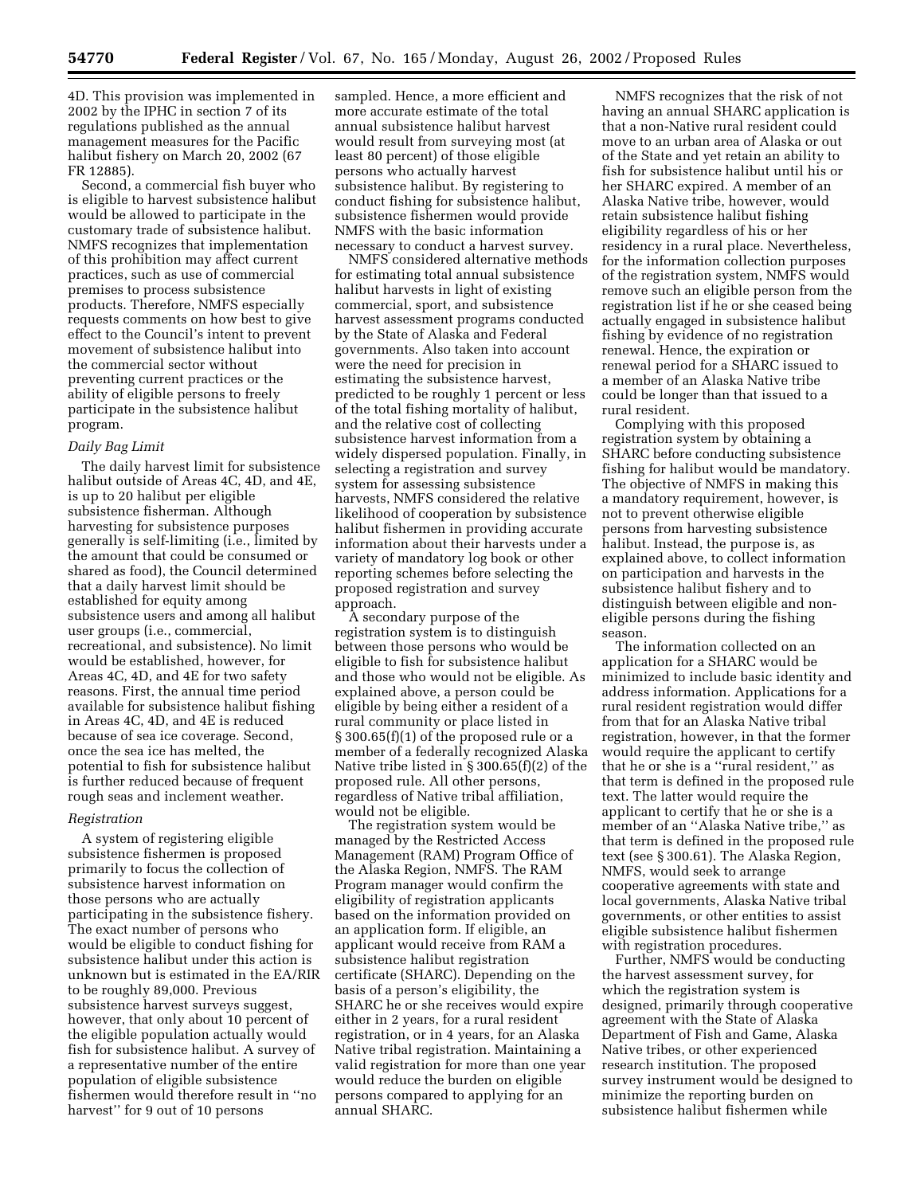4D. This provision was implemented in 2002 by the IPHC in section 7 of its regulations published as the annual management measures for the Pacific halibut fishery on March 20, 2002 (67 FR 12885).

Second, a commercial fish buyer who is eligible to harvest subsistence halibut would be allowed to participate in the customary trade of subsistence halibut. NMFS recognizes that implementation of this prohibition may affect current practices, such as use of commercial premises to process subsistence products. Therefore, NMFS especially requests comments on how best to give effect to the Council's intent to prevent movement of subsistence halibut into the commercial sector without preventing current practices or the ability of eligible persons to freely participate in the subsistence halibut program.

### *Daily Bag Limit*

The daily harvest limit for subsistence halibut outside of Areas 4C, 4D, and 4E, is up to 20 halibut per eligible subsistence fisherman. Although harvesting for subsistence purposes generally is self-limiting (i.e., limited by the amount that could be consumed or shared as food), the Council determined that a daily harvest limit should be established for equity among subsistence users and among all halibut user groups (i.e., commercial, recreational, and subsistence). No limit would be established, however, for Areas 4C, 4D, and 4E for two safety reasons. First, the annual time period available for subsistence halibut fishing in Areas 4C, 4D, and 4E is reduced because of sea ice coverage. Second, once the sea ice has melted, the potential to fish for subsistence halibut is further reduced because of frequent rough seas and inclement weather.

### *Registration*

A system of registering eligible subsistence fishermen is proposed primarily to focus the collection of subsistence harvest information on those persons who are actually participating in the subsistence fishery. The exact number of persons who would be eligible to conduct fishing for subsistence halibut under this action is unknown but is estimated in the EA/RIR to be roughly 89,000. Previous subsistence harvest surveys suggest, however, that only about 10 percent of the eligible population actually would fish for subsistence halibut. A survey of a representative number of the entire population of eligible subsistence fishermen would therefore result in ''no harvest'' for 9 out of 10 persons sampled. Hence, a more efficient and more accurate estimate of the total annual subsistence halibut harvest would result from surveying most (at least 80 percent) of those eligible persons who actually harvest subsistence halibut. By registering to conduct fishing for subsistence halibut, subsistence fishermen would provide NMFS with the basic information necessary to conduct a harvest survey.

NMFS considered alternative methods for estimating total annual subsistence halibut harvests in light of existing commercial, sport, and subsistence harvest assessment programs conducted by the State of Alaska and Federal governments. Also taken into account were the need for precision in estimating the subsistence harvest, predicted to be roughly 1 percent or less of the total fishing mortality of halibut, and the relative cost of collecting subsistence harvest information from a widely dispersed population. Finally, in selecting a registration and survey system for assessing subsistence harvests, NMFS considered the relative likelihood of cooperation by subsistence halibut fishermen in providing accurate information about their harvests under a variety of mandatory log book or other reporting schemes before selecting the proposed registration and survey approach.

A secondary purpose of the registration system is to distinguish between those persons who would be eligible to fish for subsistence halibut and those who would not be eligible. As explained above, a person could be eligible by being either a resident of a rural community or place listed in § 300.65(f)(1) of the proposed rule or a member of a federally recognized Alaska Native tribe listed in § 300.65(f)(2) of the proposed rule. All other persons, regardless of Native tribal affiliation, would not be eligible.

The registration system would be managed by the Restricted Access Management (RAM) Program Office of the Alaska Region, NMFS. The RAM Program manager would confirm the eligibility of registration applicants based on the information provided on an application form. If eligible, an applicant would receive from RAM a subsistence halibut registration certificate (SHARC). Depending on the basis of a person's eligibility, the SHARC he or she receives would expire either in 2 years, for a rural resident registration, or in 4 years, for an Alaska Native tribal registration. Maintaining a valid registration for more than one year would reduce the burden on eligible persons compared to applying for an annual SHARC.

NMFS recognizes that the risk of not having an annual SHARC application is that a non-Native rural resident could move to an urban area of Alaska or out of the State and yet retain an ability to fish for subsistence halibut until his or her SHARC expired. A member of an Alaska Native tribe, however, would retain subsistence halibut fishing eligibility regardless of his or her residency in a rural place. Nevertheless, for the information collection purposes of the registration system, NMFS would remove such an eligible person from the registration list if he or she ceased being actually engaged in subsistence halibut fishing by evidence of no registration renewal. Hence, the expiration or renewal period for a SHARC issued to a member of an Alaska Native tribe could be longer than that issued to a rural resident.

Complying with this proposed registration system by obtaining a SHARC before conducting subsistence fishing for halibut would be mandatory. The objective of NMFS in making this a mandatory requirement, however, is not to prevent otherwise eligible persons from harvesting subsistence halibut. Instead, the purpose is, as explained above, to collect information on participation and harvests in the subsistence halibut fishery and to distinguish between eligible and non-eligible persons during the fishing season.

The information collected on an application for a SHARC would be minimized to include basic identity and address information. Applications for a rural resident registration would differ from that for an Alaska Native tribal registration, however, in that the former would require the applicant to certify that he or she is a ''rural resident,'' as that term is defined in the proposed rule text. The latter would require the applicant to certify that he or she is a member of an ''Alaska Native tribe,'' as that term is defined in the proposed rule text (see § 300.61). The Alaska Region, NMFS, would seek to arrange cooperative agreements with state and local governments, Alaska Native tribal governments, or other entities to assist eligible subsistence halibut fishermen with registration procedures.

Further, NMFS would be conducting the harvest assessment survey, for which the registration system is designed, primarily through cooperative agreement with the State of Alaska Department of Fish and Game, Alaska Native tribes, or other experienced research institution. The proposed survey instrument would be designed to minimize the reporting burden on subsistence halibut fishermen while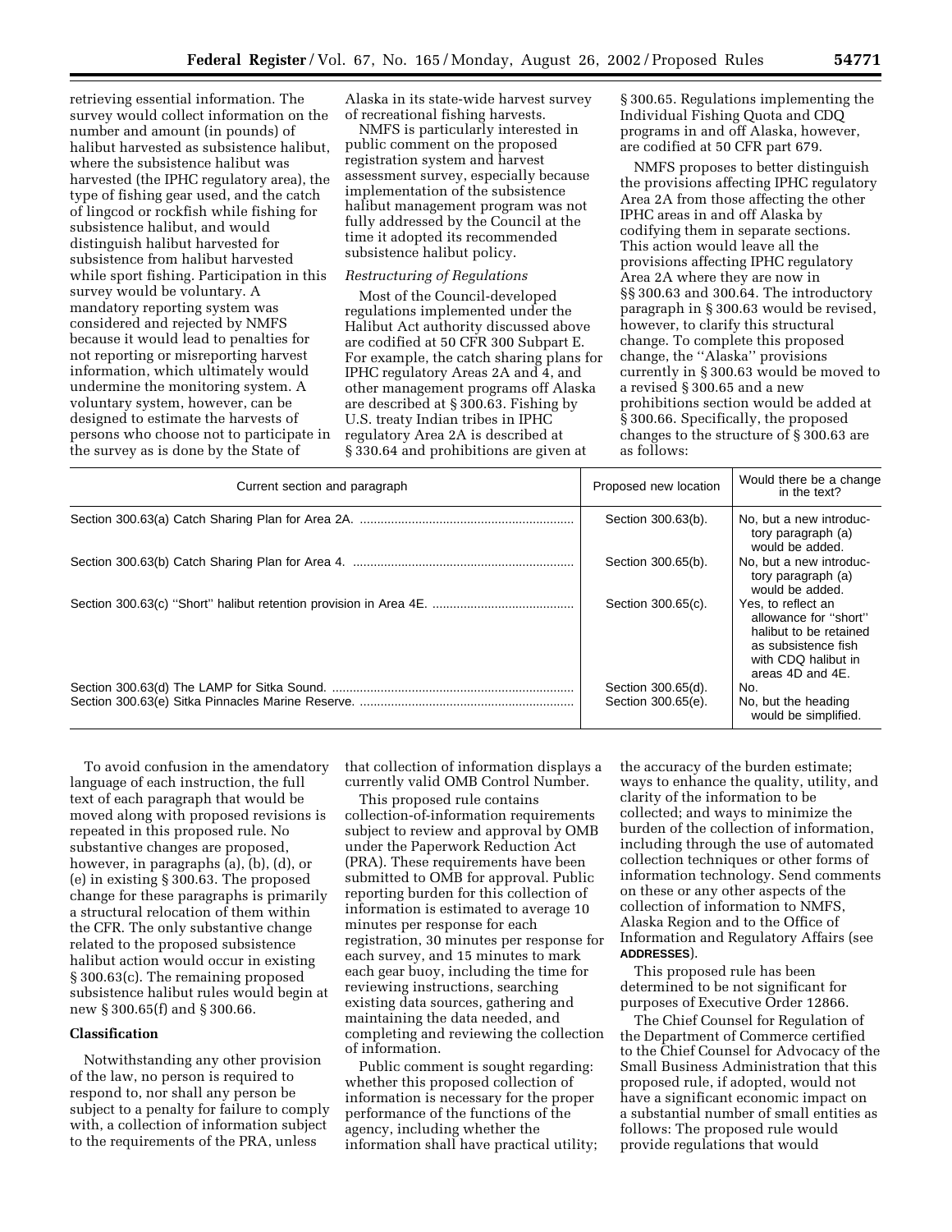retrieving essential information. The survey would collect information on the number and amount (in pounds) of halibut harvested as subsistence halibut, where the subsistence halibut was harvested (the IPHC regulatory area), the type of fishing gear used, and the catch of lingcod or rockfish while fishing for subsistence halibut, and would distinguish halibut harvested for subsistence from halibut harvested while sport fishing. Participation in this survey would be voluntary. A mandatory reporting system was considered and rejected by NMFS because it would lead to penalties for not reporting or misreporting harvest information, which ultimately would undermine the monitoring system. A voluntary system, however, can be designed to estimate the harvests of persons who choose not to participate in the survey as is done by the State of Alaska in its state-wide harvest survey of recreational fishing harvests.

NMFS is particularly interested in public comment on the proposed registration system and harvest assessment survey, especially because implementation of the subsistence halibut management program was not fully addressed by the Council at the time it adopted its recommended subsistence halibut policy.

*Restructuring of Regulations*

Most of the Council-developed regulations implemented under the Halibut Act authority discussed above are codified at 50 CFR 300 Subpart E. For example, the catch sharing plans for IPHC regulatory Areas 2A and 4, and other management programs off Alaska are described at § 300.63. Fishing by U.S. treaty Indian tribes in IPHC regulatory Area 2A is described at § 330.64 and prohibitions are given at § 300.65. Regulations implementing the Individual Fishing Quota and CDQ programs in and off Alaska, however, are codified at 50 CFR part 679.

NMFS proposes to better distinguish the provisions affecting IPHC regulatory Area 2A from those affecting the other IPHC areas in and off Alaska by codifying them in separate sections. This action would leave all the provisions affecting IPHC regulatory Area 2A where they are now in §§ 300.63 and 300.64. The introductory paragraph in § 300.63 would be revised, however, to clarify this structural change. To complete this proposed change, the ''Alaska'' provisions currently in § 300.63 would be moved to a revised § 300.65 and a new prohibitions section would be added at § 300.66. Specifically, the proposed changes to the structure of § 300.63 are as follows:

| Current section and paragraph | Proposed new location | Would there be a change in the text? |
| --- | --- | --- |
| Section 300.63(a) Catch Sharing Plan for Area 2A. | Section 300.63(b). | No, but a new introductory paragraph (a) would be added. |
| Section 300.63(b) Catch Sharing Plan for Area 4. | Section 300.65(b). | No, but a new introductory paragraph (a) would be added. |
| Section 300.63(c) ''Short'' halibut retention provision in Area 4E. | Section 300.65(c). | Yes, to reflect an allowance for ''short'' halibut to be retained as subsistence fish with CDQ halibut in areas 4D and 4E. |
| Section 300.63(d) The LAMP for Sitka Sound. | Section 300.65(d). | No. |
| Section 300.63(e) Sitka Pinnacles Marine Reserve. | Section 300.65(e). | No, but the heading would be simplified. |

To avoid confusion in the amendatory language of each instruction, the full text of each paragraph that would be moved along with proposed revisions is repeated in this proposed rule. No substantive changes are proposed, however, in paragraphs (a), (b), (d), or (e) in existing § 300.63. The proposed change for these paragraphs is primarily a structural relocation of them within the CFR. The only substantive change related to the proposed subsistence halibut action would occur in existing § 300.63(c). The remaining proposed subsistence halibut rules would begin at new § 300.65(f) and § 300.66.

**Classification**

Notwithstanding any other provision of the law, no person is required to respond to, nor shall any person be subject to a penalty for failure to comply with, a collection of information subject to the requirements of the PRA, unless that collection of information displays a currently valid OMB Control Number.

This proposed rule contains collection-of-information requirements subject to review and approval by OMB under the Paperwork Reduction Act (PRA). These requirements have been submitted to OMB for approval. Public reporting burden for this collection of information is estimated to average 10 minutes per response for each registration, 30 minutes per response for each survey, and 15 minutes to mark each gear buoy, including the time for reviewing instructions, searching existing data sources, gathering and maintaining the data needed, and completing and reviewing the collection of information.

Public comment is sought regarding: whether this proposed collection of information is necessary for the proper performance of the functions of the agency, including whether the information shall have practical utility; the accuracy of the burden estimate; ways to enhance the quality, utility, and clarity of the information to be collected; and ways to minimize the burden of the collection of information, including through the use of automated collection techniques or other forms of information technology. Send comments on these or any other aspects of the collection of information to NMFS, Alaska Region and to the Office of Information and Regulatory Affairs (see **ADDRESSES**).

This proposed rule has been determined to be not significant for purposes of Executive Order 12866.

The Chief Counsel for Regulation of the Department of Commerce certified to the Chief Counsel for Advocacy of the Small Business Administration that this proposed rule, if adopted, would not have a significant economic impact on a substantial number of small entities as follows: The proposed rule would provide regulations that would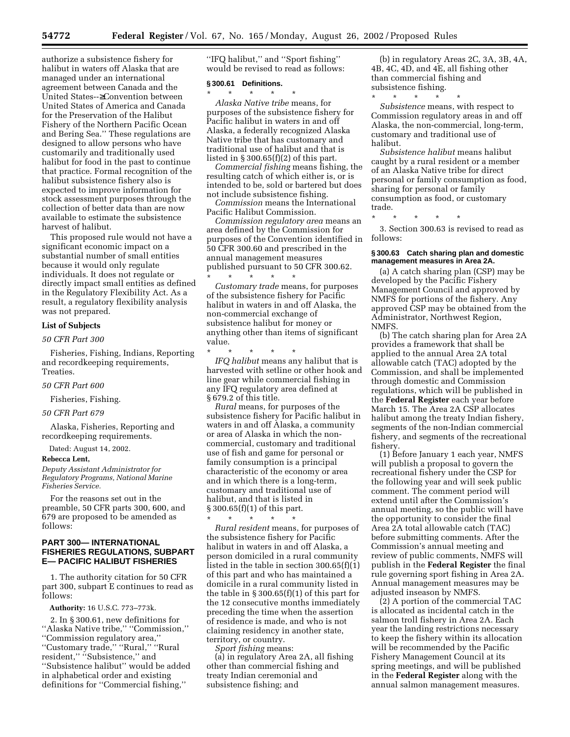authorize a subsistence fishery for halibut in waters off Alaska that are managed under an international agreement between Canada and the United States--≥Convention between United States of America and Canada for the Preservation of the Halibut Fishery of the Northern Pacific Ocean and Bering Sea.'' These regulations are designed to allow persons who have customarily and traditionally used halibut for food in the past to continue that practice. Formal recognition of the halibut subsistence fishery also is expected to improve information for stock assessment purposes through the collection of better data than are now available to estimate the subsistence harvest of halibut.

This proposed rule would not have a significant economic impact on a substantial number of small entities because it would only regulate individuals. It does not regulate or directly impact small entities as defined in the Regulatory Flexibility Act. As a result, a regulatory flexibility analysis was not prepared.

**List of Subjects**

*50 CFR Part 300*

Fisheries, Fishing, Indians, Reporting and recordkeeping requirements, Treaties.

*50 CFR Part 600*

Fisheries, Fishing.

*50 CFR Part 679*

Alaska, Fisheries, Reporting and recordkeeping requirements.

Dated: August 14, 2002.

**Rebecca Lent,**

*Deputy Assistant Administrator for Regulatory Programs, National Marine Fisheries Service.*

For the reasons set out in the preamble, 50 CFR parts 300, 600, and 679 are proposed to be amended as follows:

## PART 300— INTERNATIONAL FISHERIES REGULATIONS, SUBPART E— PACIFIC HALIBUT FISHERIES

1. The authority citation for 50 CFR part 300, subpart E continues to read as follows:

**Authority:** 16 U.S.C. 773–773k.

2. In § 300.61, new definitions for ''Alaska Native tribe,'' ''Commission,'' ''Commission regulatory area,'' ''Customary trade,'' ''Rural,'' ''Rural resident,'' ''Subsistence,'' and ''Subsistence halibut'' would be added in alphabetical order and existing definitions for ''Commercial fishing,'' ''IFQ halibut,'' and ''Sport fishing'' would be revised to read as follows:

### § 300.61 Definitions.

\* \* \* \* \*

*Alaska Native tribe* means, for purposes of the subsistence fishery for Pacific halibut in waters in and off Alaska, a federally recognized Alaska Native tribe that has customary and traditional use of halibut and that is listed in § 300.65(f)(2) of this part.

*Commercial fishing* means fishing, the resulting catch of which either is, or is intended to be, sold or bartered but does not include subsistence fishing.

*Commission* means the International Pacific Halibut Commission.

*Commission regulatory area* means an area defined by the Commission for purposes of the Convention identified in 50 CFR 300.60 and prescribed in the annual management measures published pursuant to 50 CFR 300.62.

\* \* \* \* \*

*Customary trade* means, for purposes of the subsistence fishery for Pacific halibut in waters in and off Alaska, the non-commercial exchange of subsistence halibut for money or anything other than items of significant value.

\* \* \* \* \*

*IFQ halibut* means any halibut that is harvested with setline or other hook and line gear while commercial fishing in any IFQ regulatory area defined at § 679.2 of this title.

*Rural* means, for purposes of the subsistence fishery for Pacific halibut in waters in and off Alaska, a community or area of Alaska in which the non-commercial, customary and traditional use of fish and game for personal or family consumption is a principal characteristic of the economy or area and in which there is a long-term, customary and traditional use of halibut, and that is listed in § 300.65(f)(1) of this part.

\* \* \* \* \*

*Rural resident* means, for purposes of the subsistence fishery for Pacific halibut in waters in and off Alaska, a person domiciled in a rural community listed in the table in section 300.65(f)(1) of this part and who has maintained a domicile in a rural community listed in the table in § 300.65(f)(1) of this part for the 12 consecutive months immediately preceding the time when the assertion of residence is made, and who is not claiming residency in another state, territory, or country.

*Sport fishing* means:

(a) in regulatory Area 2A, all fishing other than commercial fishing and treaty Indian ceremonial and subsistence fishing; and

(b) in regulatory Areas 2C, 3A, 3B, 4A, 4B, 4C, 4D, and 4E, all fishing other than commercial fishing and subsistence fishing.

\* \* \* \* \*

*Subsistence* means, with respect to Commission regulatory areas in and off Alaska, the non-commercial, long-term, customary and traditional use of halibut.

*Subsistence halibut* means halibut caught by a rural resident or a member of an Alaska Native tribe for direct personal or family consumption as food, sharing for personal or family consumption as food, or customary trade.

\* \* \* \* \*

3. Section 300.63 is revised to read as follows:

### § 300.63 Catch sharing plan and domestic management measures in Area 2A.

(a) A catch sharing plan (CSP) may be developed by the Pacific Fishery Management Council and approved by NMFS for portions of the fishery. Any approved CSP may be obtained from the Administrator, Northwest Region, NMFS.

(b) The catch sharing plan for Area 2A provides a framework that shall be applied to the annual Area 2A total allowable catch (TAC) adopted by the Commission, and shall be implemented through domestic and Commission regulations, which will be published in the **Federal Register** each year before March 15. The Area 2A CSP allocates halibut among the treaty Indian fishery, segments of the non-Indian commercial fishery, and segments of the recreational fishery.

(1) Before January 1 each year, NMFS will publish a proposal to govern the recreational fishery under the CSP for the following year and will seek public comment. The comment period will extend until after the Commission's annual meeting, so the public will have the opportunity to consider the final Area 2A total allowable catch (TAC) before submitting comments. After the Commission's annual meeting and review of public comments, NMFS will publish in the **Federal Register** the final rule governing sport fishing in Area 2A. Annual management measures may be adjusted inseason by NMFS.

(2) A portion of the commercial TAC is allocated as incidental catch in the salmon troll fishery in Area 2A. Each year the landing restrictions necessary to keep the fishery within its allocation will be recommended by the Pacific Fishery Management Council at its spring meetings, and will be published in the **Federal Register** along with the annual salmon management measures.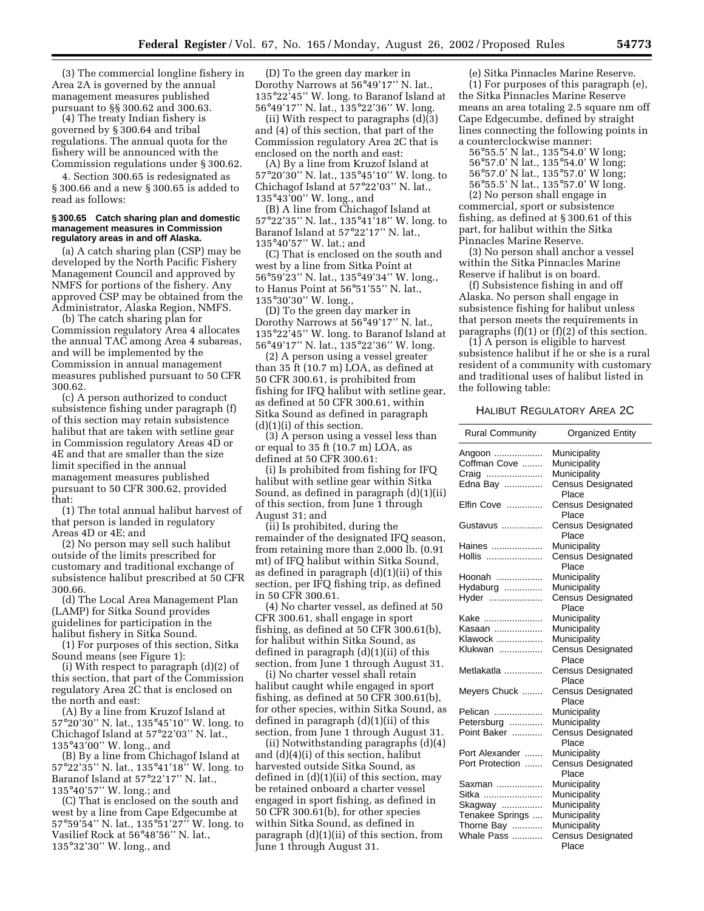(3) The commercial longline fishery in Area 2A is governed by the annual management measures published pursuant to §§ 300.62 and 300.63.

(4) The treaty Indian fishery is governed by § 300.64 and tribal regulations. The annual quota for the fishery will be announced with the Commission regulations under § 300.62.

4. Section 300.65 is redesignated as § 300.66 and a new § 300.65 is added to read as follows:

**§ 300.65 Catch sharing plan and domestic management measures in Commission regulatory areas in and off Alaska.**

(a) A catch sharing plan (CSP) may be developed by the North Pacific Fishery Management Council and approved by NMFS for portions of the fishery. Any approved CSP may be obtained from the Administrator, Alaska Region, NMFS.

(b) The catch sharing plan for Commission regulatory Area 4 allocates the annual TAC among Area 4 subareas, and will be implemented by the Commission in annual management measures published pursuant to 50 CFR 300.62.

(c) A person authorized to conduct subsistence fishing under paragraph (f) of this section may retain subsistence halibut that are taken with setline gear in Commission regulatory Areas 4D or 4E and that are smaller than the size limit specified in the annual management measures published pursuant to 50 CFR 300.62, provided that:

(1) The total annual halibut harvest of that person is landed in regulatory Areas 4D or 4E; and

(2) No person may sell such halibut outside of the limits prescribed for customary and traditional exchange of subsistence halibut prescribed at 50 CFR 300.66.

(d) The Local Area Management Plan (LAMP) for Sitka Sound provides guidelines for participation in the halibut fishery in Sitka Sound.

(1) For purposes of this section, Sitka Sound means (see Figure 1):

(i) With respect to paragraph (d)(2) of this section, that part of the Commission regulatory Area 2C that is enclosed on the north and east:

(A) By a line from Kruzof Island at 57°20'30'' N. lat., 135°45'10'' W. long. to Chichagof Island at 57°22'03'' N. lat., 135°43'00'' W. long., and

(B) By a line from Chichagof Island at 57°22'35'' N. lat., 135°41'18'' W. long. to Baranof Island at 57°22'17'' N. lat., 135°40'57'' W. long.; and

(C) That is enclosed on the south and west by a line from Cape Edgecumbe at 57°59'54'' N. lat., 135°51'27'' W. long. to Vasilief Rock at 56°48'56'' N. lat., 135°32'30'' W. long., and

(D) To the green day marker in Dorothy Narrows at 56°49'17'' N. lat., 135°22'45'' W. long. to Baranof Island at 56°49'17'' N. lat., 135°22'36'' W. long.

(ii) With respect to paragraphs (d)(3) and (4) of this section, that part of the Commission regulatory Area 2C that is enclosed on the north and east:

(A) By a line from Kruzof Island at 57°20'30'' N. lat., 135°45'10'' W. long. to Chichagof Island at 57°22'03'' N. lat., 135°43'00'' W. long., and

(B) A line from Chichagof Island at 57°22'35'' N. lat., 135°41'18'' W. long. to Baranof Island at 57°22'17'' N. lat., 135°40'57'' W. lat.; and

(C) That is enclosed on the south and west by a line from Sitka Point at 56°59'23'' N. lat., 135°49'34'' W. long., to Hanus Point at 56°51'55'' N. lat., 135°30'30'' W. long.,

(D) To the green day marker in Dorothy Narrows at 56°49'17'' N. lat., 135°22'45'' W. long. to Baranof Island at 56°49'17'' N. lat., 135°22'36'' W. long.

(2) A person using a vessel greater than 35 ft (10.7 m) LOA, as defined at 50 CFR 300.61, is prohibited from fishing for IFQ halibut with setline gear, as defined at 50 CFR 300.61, within Sitka Sound as defined in paragraph (d)(1)(i) of this section.

(3) A person using a vessel less than or equal to 35 ft (10.7 m) LOA, as defined at 50 CFR 300.61:

(i) Is prohibited from fishing for IFQ halibut with setline gear within Sitka Sound, as defined in paragraph (d)(1)(ii) of this section, from June 1 through August 31; and

(ii) Is prohibited, during the remainder of the designated IFQ season, from retaining more than 2,000 lb. (0.91 mt) of IFQ halibut within Sitka Sound, as defined in paragraph (d)(1)(ii) of this section, per IFQ fishing trip, as defined in 50 CFR 300.61.

(4) No charter vessel, as defined at 50 CFR 300.61, shall engage in sport fishing, as defined at 50 CFR 300.61(b), for halibut within Sitka Sound, as defined in paragraph (d)(1)(ii) of this section, from June 1 through August 31.

(i) No charter vessel shall retain halibut caught while engaged in sport fishing, as defined at 50 CFR 300.61(b), for other species, within Sitka Sound, as defined in paragraph (d)(1)(ii) of this section, from June 1 through August 31.

(ii) Notwithstanding paragraphs (d)(4) and (d)(4)(i) of this section, halibut harvested outside Sitka Sound, as defined in (d)(1)(ii) of this section, may be retained onboard a charter vessel engaged in sport fishing, as defined in 50 CFR 300.61(b), for other species within Sitka Sound, as defined in paragraph (d)(1)(ii) of this section, from June 1 through August 31.

(e) Sitka Pinnacles Marine Reserve.

(1) For purposes of this paragraph (e), the Sitka Pinnacles Marine Reserve means an area totaling 2.5 square nm off Cape Edgecumbe, defined by straight lines connecting the following points in a counterclockwise manner:

56°55.5' N lat., 135°54.0' W long;
56°57.0' N lat., 135°54.0' W long;
56°57.0' N lat., 135°57.0' W long;
56°55.5' N lat., 135°57.0' W long.

(2) No person shall engage in commercial, sport or subsistence fishing, as defined at § 300.61 of this part, for halibut within the Sitka Pinnacles Marine Reserve.

(3) No person shall anchor a vessel within the Sitka Pinnacles Marine Reserve if halibut is on board.

(f) Subsistence fishing in and off Alaska. No person shall engage in subsistence fishing for halibut unless that person meets the requirements in paragraphs (f)(1) or (f)(2) of this section.

(1) A person is eligible to harvest subsistence halibut if he or she is a rural resident of a community with customary and traditional uses of halibut listed in the following table:

HALIBUT REGULATORY AREA 2C

| Rural Community | Organized Entity |
|---|---|
| Angoon | Municipality |
| Coffman Cove | Municipality |
| Craig | Municipality |
| Edna Bay | Census Designated Place |
| Elfin Cove | Census Designated Place |
| Gustavus | Census Designated Place |
| Haines | Municipality |
| Hollis | Census Designated Place |
| Hoonah | Municipality |
| Hydaburg | Municipality |
| Hyder | Census Designated Place |
| Kake | Municipality |
| Kasaan | Municipality |
| Klawock | Municipality |
| Klukwan | Census Designated Place |
| Metlakatla | Census Designated Place |
| Meyers Chuck | Census Designated Place |
| Pelican | Municipality |
| Petersburg | Municipality |
| Point Baker | Census Designated Place |
| Port Alexander | Municipality |
| Port Protection | Census Designated Place |
| Saxman | Municipality |
| Sitka | Municipality |
| Skagway | Municipality |
| Tenakee Springs | Municipality |
| Thorne Bay | Municipality |
| Whale Pass | Census Designated Place |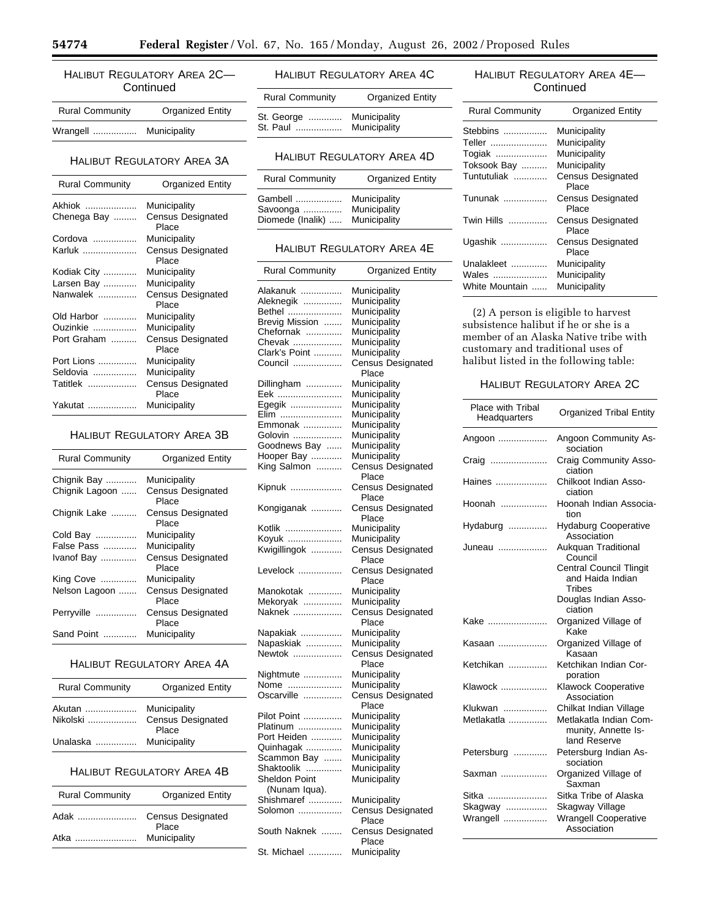HALIBUT REGULATORY AREA 2C—Continued

| Rural Community | Organized Entity |
| --- | --- |
| Wrangell | Municipality |

HALIBUT REGULATORY AREA 3A

| Rural Community | Organized Entity |
| --- | --- |
| Akhiok | Municipality |
| Chenega Bay | Census Designated Place |
| Cordova | Municipality |
| Karluk | Census Designated Place |
| Kodiak City | Municipality |
| Larsen Bay | Municipality |
| Nanwalek | Census Designated Place |
| Old Harbor | Municipality |
| Ouzinkie | Municipality |
| Port Graham | Census Designated Place |
| Port Lions | Municipality |
| Seldovia | Municipality |
| Tatitlek | Census Designated Place |
| Yakutat | Municipality |

HALIBUT REGULATORY AREA 3B

| Rural Community | Organized Entity |
| --- | --- |
| Chignik Bay | Municipality |
| Chignik Lagoon | Census Designated Place |
| Chignik Lake | Census Designated Place |
| Cold Bay | Municipality |
| False Pass | Municipality |
| Ivanof Bay | Census Designated Place |
| King Cove | Municipality |
| Nelson Lagoon | Census Designated Place |
| Perryville | Census Designated Place |
| Sand Point | Municipality |

HALIBUT REGULATORY AREA 4A

| Rural Community | Organized Entity |
| --- | --- |
| Akutan | Municipality |
| Nikolski | Census Designated Place |
| Unalaska | Municipality |

HALIBUT REGULATORY AREA 4B

| Rural Community | Organized Entity |
| --- | --- |
| Adak | Census Designated Place |
| Atka | Municipality |

HALIBUT REGULATORY AREA 4C

| Rural Community | Organized Entity |
| --- | --- |
| St. George | Municipality |
| St. Paul | Municipality |

HALIBUT REGULATORY AREA 4D

| Rural Community | Organized Entity |
| --- | --- |
| Gambell | Municipality |
| Savoonga | Municipality |
| Diomede (Inalik) | Municipality |

HALIBUT REGULATORY AREA 4E

| Rural Community | Organized Entity |
| --- | --- |
| Alakanuk | Municipality |
| Aleknegik | Municipality |
| Bethel | Municipality |
| Brevig Mission | Municipality |
| Chefornak | Municipality |
| Chevak | Municipality |
| Clark's Point | Municipality |
| Council | Census Designated Place |
| Dillingham | Municipality |
| Eek | Municipality |
| Egegik | Municipality |
| Elim | Municipality |
| Emmonak | Municipality |
| Golovin | Municipality |
| Goodnews Bay | Municipality |
| Hooper Bay | Municipality |
| King Salmon | Census Designated Place |
| Kipnuk | Census Designated Place |
| Kongiganak | Census Designated Place |
| Kotlik | Municipality |
| Koyuk | Municipality |
| Kwigillingok | Census Designated Place |
| Levelock | Census Designated Place |
| Manokotak | Municipality |
| Mekoryak | Municipality |
| Naknek | Census Designated Place |
| Napakiak | Municipality |
| Napaskiak | Municipality |
| Newtok | Census Designated Place |
| Nightmute | Municipality |
| Nome | Municipality |
| Oscarville | Census Designated Place |
| Pilot Point | Municipality |
| Platinum | Municipality |
| Port Heiden | Municipality |
| Quinhagak | Municipality |
| Scammon Bay | Municipality |
| Shaktoolik | Municipality |
| Sheldon Point (Nunam Iqua). | Municipality |
| Shishmaref | Municipality |
| Solomon | Census Designated Place |
| South Naknek | Census Designated Place |
| St. Michael | Municipality |

HALIBUT REGULATORY AREA 4E—Continued

| Rural Community | Organized Entity |
| --- | --- |
| Stebbins | Municipality |
| Teller | Municipality |
| Togiak | Municipality |
| Toksook Bay | Municipality |
| Tuntutuliak | Census Designated Place |
| Tununak | Census Designated Place |
| Twin Hills | Census Designated Place |
| Ugashik | Census Designated Place |
| Unalakleet | Municipality |
| Wales | Municipality |
| White Mountain | Municipality |

(2) A person is eligible to harvest subsistence halibut if he or she is a member of an Alaska Native tribe with customary and traditional uses of halibut listed in the following table:

HALIBUT REGULATORY AREA 2C

| Place with Tribal Headquarters | Organized Tribal Entity |
| --- | --- |
| Angoon | Angoon Community Association |
| Craig | Craig Community Association |
| Haines | Chilkoot Indian Association |
| Hoonah | Hoonah Indian Association |
| Hydaburg | Hydaburg Cooperative Association |
| Juneau | Aukquan Traditional Council |
| | Central Council Tlingit and Haida Indian Tribes |
| | Douglas Indian Association |
| Kake | Organized Village of Kake |
| Kasaan | Organized Village of Kasaan |
| Ketchikan | Ketchikan Indian Corporation |
| Klawock | Klawock Cooperative Association |
| Klukwan | Chilkat Indian Village |
| Metlakatla | Metlakatla Indian Community, Annette Island Reserve |
| Petersburg | Petersburg Indian Association |
| Saxman | Organized Village of Saxman |
| Sitka | Sitka Tribe of Alaska |
| Skagway | Skagway Village |
| Wrangell | Wrangell Cooperative Association |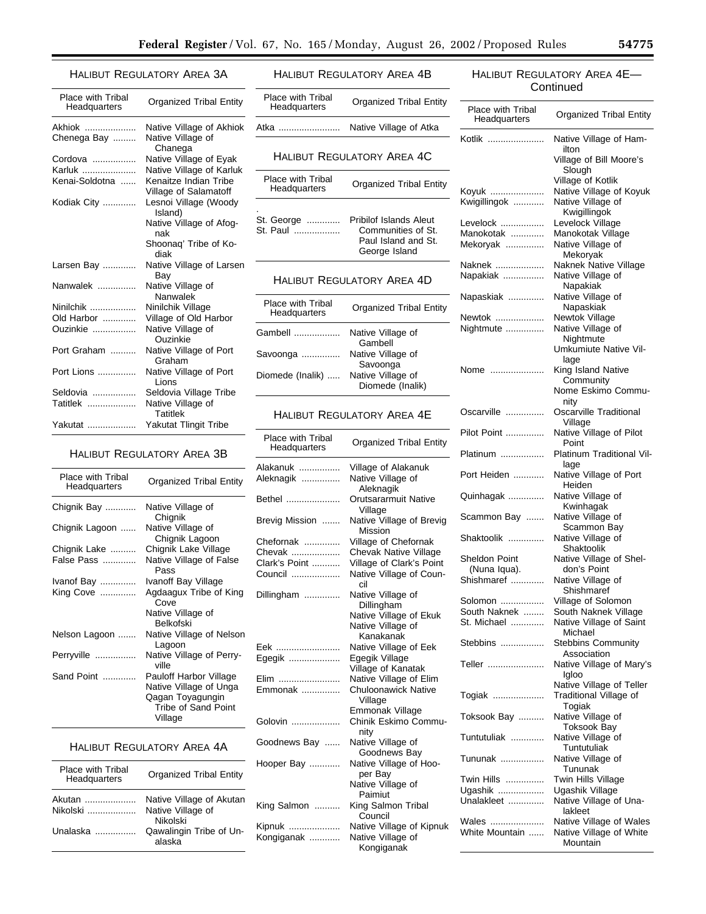### HALIBUT REGULATORY AREA 3A

| Place with Tribal Headquarters | Organized Tribal Entity |
|---|---|
| Akhiok | Native Village of Akhiok |
| Chenega Bay | Native Village of Chanega |
| Cordova | Native Village of Eyak |
| Karluk | Native Village of Karluk |
| Kenai-Soldotna | Kenaitze Indian Tribe |
| | Village of Salamatoff |
| Kodiak City | Lesnoi Village (Woody Island) |
| | Native Village of Afognak |
| | Shoonaq' Tribe of Kodiak |
| Larsen Bay | Native Village of Larsen Bay |
| Nanwalek | Native Village of Nanwalek |
| Ninilchik | Ninilchik Village |
| Old Harbor | Village of Old Harbor |
| Ouzinkie | Native Village of Ouzinkie |
| Port Graham | Native Village of Port Graham |
| Port Lions | Native Village of Port Lions |
| Seldovia | Seldovia Village Tribe |
| Tatitlek | Native Village of Tatitlek |
| Yakutat | Yakutat Tlingit Tribe |

### HALIBUT REGULATORY AREA 3B

| Place with Tribal Headquarters | Organized Tribal Entity |
|---|---|
| Chignik Bay | Native Village of Chignik |
| Chignik Lagoon | Native Village of Chignik Lagoon |
| Chignik Lake | Chignik Lake Village |
| False Pass | Native Village of False Pass |
| Ivanof Bay | Ivanoff Bay Village |
| King Cove | Agdaagux Tribe of King Cove |
| | Native Village of Belkofski |
| Nelson Lagoon | Native Village of Nelson Lagoon |
| Perryville | Native Village of Perryville |
| Sand Point | Pauloff Harbor Village |
| | Native Village of Unga |
| | Qagan Toyagungin Tribe of Sand Point Village |

### HALIBUT REGULATORY AREA 4A

| Place with Tribal Headquarters | Organized Tribal Entity |
|---|---|
| Akutan | Native Village of Akutan |
| Nikolski | Native Village of Nikolski |
| Unalaska | Qawalingin Tribe of Unalaska |

### HALIBUT REGULATORY AREA 4B

| Place with Tribal Headquarters | Organized Tribal Entity |
|---|---|
| Atka | Native Village of Atka |

### HALIBUT REGULATORY AREA 4C

| Place with Tribal Headquarters | Organized Tribal Entity |
|---|---|
| . | |
| St. George | Pribilof Islands Aleut Communities of St. Paul Island and St. George Island |
| St. Paul | |

### HALIBUT REGULATORY AREA 4D

| Place with Tribal Headquarters | Organized Tribal Entity |
|---|---|
| Gambell | Native Village of Gambell |
| Savoonga | Native Village of Savoonga |
| Diomede (Inalik) | Native Village of Diomede (Inalik) |

### HALIBUT REGULATORY AREA 4E

| Place with Tribal Headquarters | Organized Tribal Entity |
|---|---|
| Alakanuk | Village of Alakanuk |
| Aleknagik | Native Village of Aleknagik |
| Bethel | Orutsararmuit Native Village |
| Brevig Mission | Native Village of Brevig Mission |
| Chefornak | Village of Chefornak |
| Chevak | Chevak Native Village |
| Clark's Point | Village of Clark's Point |
| Council | Native Village of Council |
| Dillingham | Native Village of Dillingham |
| | Native Village of Ekuk |
| | Native Village of Kanakanak |
| Eek | Native Village of Eek |
| Egegik | Egegik Village |
| | Village of Kanatak |
| Elim | Native Village of Elim |
| Emmonak | Chuloonawick Native Village |
| | Emmonak Village |
| Golovin | Chinik Eskimo Community |
| Goodnews Bay | Native Village of Goodnews Bay |
| Hooper Bay | Native Village of Hooper Bay |
| | Native Village of Paimiut |
| King Salmon | King Salmon Tribal Council |
| Kipnuk | Native Village of Kipnuk |
| Kongiganak | Native Village of Kongiganak |

### HALIBUT REGULATORY AREA 4E—Continued

| Place with Tribal Headquarters | Organized Tribal Entity |
|---|---|
| Kotlik | Native Village of Hamilton |
| | Village of Bill Moore's Slough |
| | Village of Kotlik |
| Koyuk | Native Village of Koyuk |
| Kwigillingok | Native Village of Kwigillingok |
| Levelock | Levelock Village |
| Manokotak | Manokotak Village |
| Mekoryak | Native Village of Mekoryak |
| Naknek | Naknek Native Village |
| Napakiak | Native Village of Napakiak |
| Napaskiak | Native Village of Napaskiak |
| Newtok | Newtok Village |
| Nightmute | Native Village of Nightmute |
| | Umkumiute Native Village |
| Nome | King Island Native Community |
| | Nome Eskimo Community |
| Oscarville | Oscarville Traditional Village |
| Pilot Point | Native Village of Pilot Point |
| Platinum | Platinum Traditional Village |
| Port Heiden | Native Village of Port Heiden |
| Quinhagak | Native Village of Kwinhagak |
| Scammon Bay | Native Village of Scammon Bay |
| Shaktoolik | Native Village of Shaktoolik |
| Sheldon Point (Nuna Iqua). | Native Village of Sheldon's Point |
| Shishmaref | Native Village of Shishmaref |
| Solomon | Village of Solomon |
| South Naknek | South Naknek Village |
| St. Michael | Native Village of Saint Michael |
| Stebbins | Stebbins Community Association |
| Teller | Native Village of Mary's Igloo |
| | Native Village of Teller |
| Togiak | Traditional Village of Togiak |
| Toksook Bay | Native Village of Toksook Bay |
| Tuntutuliak | Native Village of Tuntutuliak |
| Tununak | Native Village of Tununak |
| Twin Hills | Twin Hills Village |
| Ugashik | Ugashik Village |
| Unalakleet | Native Village of Unalakleet |
| Wales | Native Village of Wales |
| White Mountain | Native Village of White Mountain |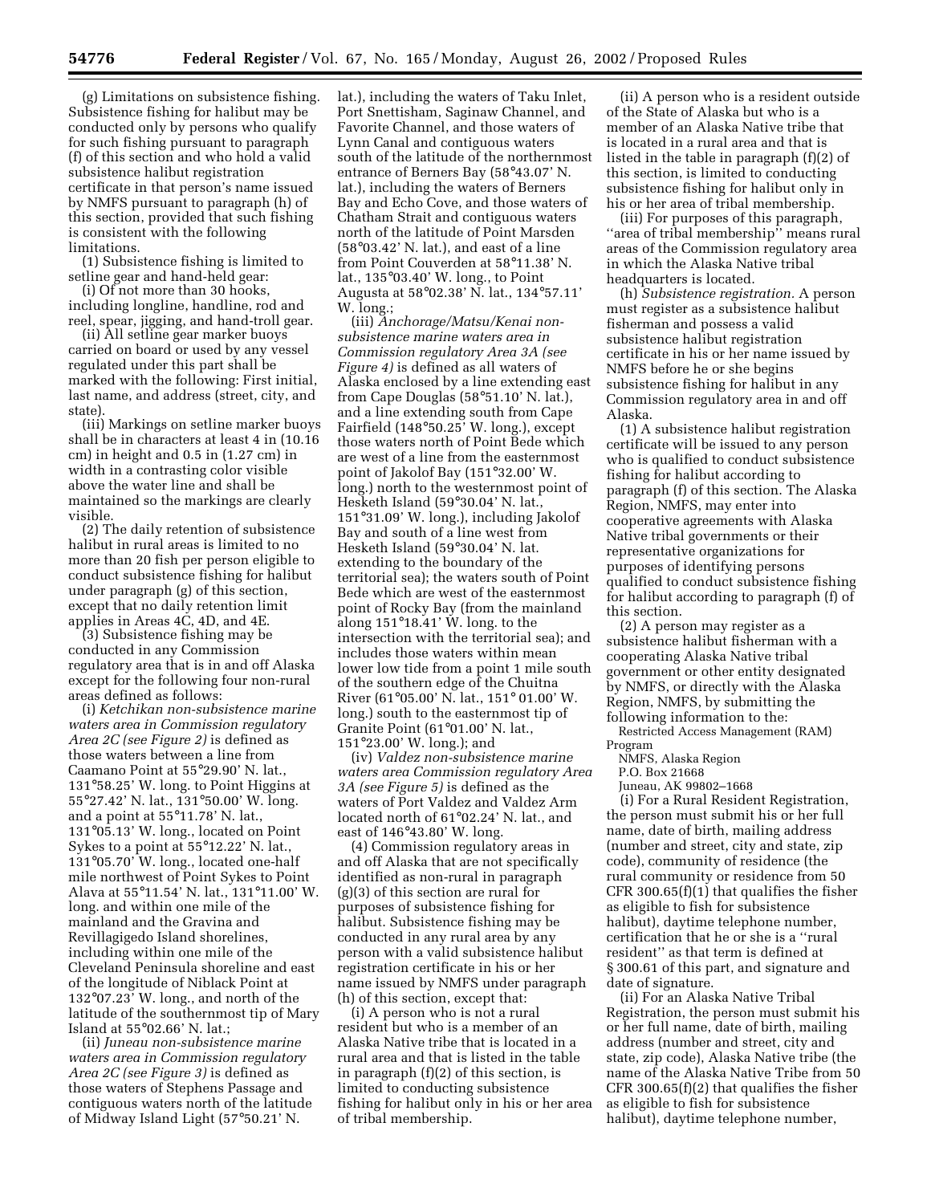(g) Limitations on subsistence fishing. Subsistence fishing for halibut may be conducted only by persons who qualify for such fishing pursuant to paragraph (f) of this section and who hold a valid subsistence halibut registration certificate in that person's name issued by NMFS pursuant to paragraph (h) of this section, provided that such fishing is consistent with the following limitations.

(1) Subsistence fishing is limited to setline gear and hand-held gear:

(i) Of not more than 30 hooks, including longline, handline, rod and reel, spear, jigging, and hand-troll gear.

(ii) All setline gear marker buoys carried on board or used by any vessel regulated under this part shall be marked with the following: First initial, last name, and address (street, city, and state).

(iii) Markings on setline marker buoys shall be in characters at least 4 in (10.16 cm) in height and 0.5 in (1.27 cm) in width in a contrasting color visible above the water line and shall be maintained so the markings are clearly visible.

(2) The daily retention of subsistence halibut in rural areas is limited to no more than 20 fish per person eligible to conduct subsistence fishing for halibut under paragraph (g) of this section, except that no daily retention limit applies in Areas 4C, 4D, and 4E.

(3) Subsistence fishing may be conducted in any Commission regulatory area that is in and off Alaska except for the following four non-rural areas defined as follows:

(i) *Ketchikan non-subsistence marine waters area in Commission regulatory Area 2C (see Figure 2)* is defined as those waters between a line from Caamano Point at 55°29.90' N. lat., 131°58.25' W. long. to Point Higgins at 55°27.42' N. lat., 131°50.00' W. long. and a point at 55°11.78' N. lat., 131°05.13' W. long., located on Point Sykes to a point at 55°12.22' N. lat., 131°05.70' W. long., located one-half mile northwest of Point Sykes to Point Alava at 55°11.54' N. lat., 131°11.00' W. long. and within one mile of the mainland and the Gravina and Revillagigedo Island shorelines, including within one mile of the Cleveland Peninsula shoreline and east of the longitude of Niblack Point at 132°07.23' W. long., and north of the latitude of the southernmost tip of Mary Island at 55°02.66' N. lat.;

(ii) *Juneau non-subsistence marine waters area in Commission regulatory Area 2C (see Figure 3)* is defined as those waters of Stephens Passage and contiguous waters north of the latitude of Midway Island Light (57°50.21' N. lat.), including the waters of Taku Inlet, Port Snettisham, Saginaw Channel, and Favorite Channel, and those waters of Lynn Canal and contiguous waters south of the latitude of the northernmost entrance of Berners Bay (58°43.07' N. lat.), including the waters of Berners Bay and Echo Cove, and those waters of Chatham Strait and contiguous waters north of the latitude of Point Marsden (58°03.42' N. lat.), and east of a line from Point Couverden at 58°11.38' N. lat., 135°03.40' W. long., to Point Augusta at 58°02.38' N. lat., 134°57.11' W. long.;

(iii) *Anchorage/Matsu/Kenai non-subsistence marine waters area in Commission regulatory Area 3A (see Figure 4)* is defined as all waters of Alaska enclosed by a line extending east from Cape Douglas (58°51.10' N. lat.), and a line extending south from Cape Fairfield (148°50.25' W. long.), except those waters north of Point Bede which are west of a line from the easternmost point of Jakolof Bay (151°32.00' W. long.) north to the westernmost point of Hesketh Island (59°30.04' N. lat., 151°31.09' W. long.), including Jakolof Bay and south of a line west from Hesketh Island (59°30.04' N. lat. extending to the boundary of the territorial sea); the waters south of Point Bede which are west of the easternmost point of Rocky Bay (from the mainland along 151°18.41' W. long. to the intersection with the territorial sea); and includes those waters within mean lower low tide from a point 1 mile south of the southern edge of the Chuitna River (61°05.00' N. lat., 151° 01.00' W. long.) south to the easternmost tip of Granite Point (61°01.00' N. lat., 151°23.00' W. long.); and

(iv) *Valdez non-subsistence marine waters area Commission regulatory Area 3A (see Figure 5)* is defined as the waters of Port Valdez and Valdez Arm located north of 61°02.24' N. lat., and east of 146°43.80' W. long.

(4) Commission regulatory areas in and off Alaska that are not specifically identified as non-rural in paragraph (g)(3) of this section are rural for purposes of subsistence fishing for halibut. Subsistence fishing may be conducted in any rural area by any person with a valid subsistence halibut registration certificate in his or her name issued by NMFS under paragraph (h) of this section, except that:

(i) A person who is not a rural resident but who is a member of an Alaska Native tribe that is located in a rural area and that is listed in the table in paragraph (f)(2) of this section, is limited to conducting subsistence fishing for halibut only in his or her area of tribal membership.

(ii) A person who is a resident outside of the State of Alaska but who is a member of an Alaska Native tribe that is located in a rural area and that is listed in the table in paragraph (f)(2) of this section, is limited to conducting subsistence fishing for halibut only in his or her area of tribal membership.

(iii) For purposes of this paragraph, ''area of tribal membership'' means rural areas of the Commission regulatory area in which the Alaska Native tribal headquarters is located.

(h) *Subsistence registration.* A person must register as a subsistence halibut fisherman and possess a valid subsistence halibut registration certificate in his or her name issued by NMFS before he or she begins subsistence fishing for halibut in any Commission regulatory area in and off Alaska.

(1) A subsistence halibut registration certificate will be issued to any person who is qualified to conduct subsistence fishing for halibut according to paragraph (f) of this section. The Alaska Region, NMFS, may enter into cooperative agreements with Alaska Native tribal governments or their representative organizations for purposes of identifying persons qualified to conduct subsistence fishing for halibut according to paragraph (f) of this section.

(2) A person may register as a subsistence halibut fisherman with a cooperating Alaska Native tribal government or other entity designated by NMFS, or directly with the Alaska Region, NMFS, by submitting the following information to the:

Restricted Access Management (RAM) Program
NMFS, Alaska Region
P.O. Box 21668
Juneau, AK 99802–1668

(i) For a Rural Resident Registration, the person must submit his or her full name, date of birth, mailing address (number and street, city and state, zip code), community of residence (the rural community or residence from 50 CFR 300.65(f)(1) that qualifies the fisher as eligible to fish for subsistence halibut), daytime telephone number, certification that he or she is a ''rural resident'' as that term is defined at § 300.61 of this part, and signature and date of signature.

(ii) For an Alaska Native Tribal Registration, the person must submit his or her full name, date of birth, mailing address (number and street, city and state, zip code), Alaska Native tribe (the name of the Alaska Native Tribe from 50 CFR 300.65(f)(2) that qualifies the fisher as eligible to fish for subsistence halibut), daytime telephone number,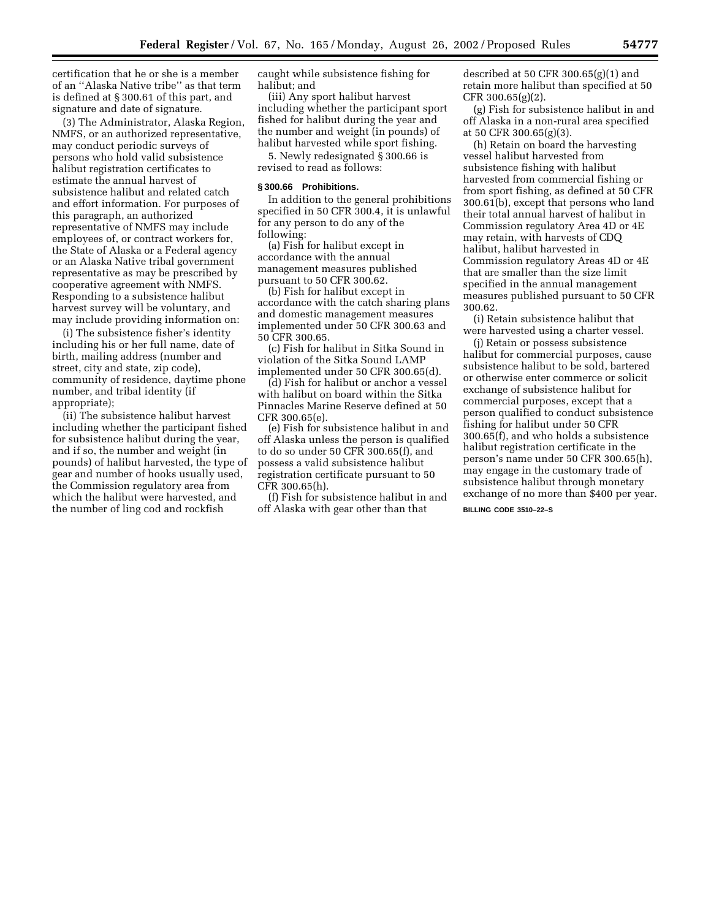certification that he or she is a member of an ''Alaska Native tribe'' as that term is defined at § 300.61 of this part, and signature and date of signature.

(3) The Administrator, Alaska Region, NMFS, or an authorized representative, may conduct periodic surveys of persons who hold valid subsistence halibut registration certificates to estimate the annual harvest of subsistence halibut and related catch and effort information. For purposes of this paragraph, an authorized representative of NMFS may include employees of, or contract workers for, the State of Alaska or a Federal agency or an Alaska Native tribal government representative as may be prescribed by cooperative agreement with NMFS. Responding to a subsistence halibut harvest survey will be voluntary, and may include providing information on:

(i) The subsistence fisher's identity including his or her full name, date of birth, mailing address (number and street, city and state, zip code), community of residence, daytime phone number, and tribal identity (if appropriate);

(ii) The subsistence halibut harvest including whether the participant fished for subsistence halibut during the year, and if so, the number and weight (in pounds) of halibut harvested, the type of gear and number of hooks usually used, the Commission regulatory area from which the halibut were harvested, and the number of ling cod and rockfish caught while subsistence fishing for halibut; and

(iii) Any sport halibut harvest including whether the participant sport fished for halibut during the year and the number and weight (in pounds) of halibut harvested while sport fishing.

5. Newly redesignated § 300.66 is revised to read as follows:

**§ 300.66 Prohibitions.**

In addition to the general prohibitions specified in 50 CFR 300.4, it is unlawful for any person to do any of the following:

(a) Fish for halibut except in accordance with the annual management measures published pursuant to 50 CFR 300.62.

(b) Fish for halibut except in accordance with the catch sharing plans and domestic management measures implemented under 50 CFR 300.63 and 50 CFR 300.65.

(c) Fish for halibut in Sitka Sound in violation of the Sitka Sound LAMP implemented under 50 CFR 300.65(d).

(d) Fish for halibut or anchor a vessel with halibut on board within the Sitka Pinnacles Marine Reserve defined at 50 CFR 300.65(e).

(e) Fish for subsistence halibut in and off Alaska unless the person is qualified to do so under 50 CFR 300.65(f), and possess a valid subsistence halibut registration certificate pursuant to 50 CFR 300.65(h).

(f) Fish for subsistence halibut in and off Alaska with gear other than that described at 50 CFR 300.65(g)(1) and retain more halibut than specified at 50 CFR 300.65(g)(2).

(g) Fish for subsistence halibut in and off Alaska in a non-rural area specified at 50 CFR 300.65(g)(3).

(h) Retain on board the harvesting vessel halibut harvested from subsistence fishing with halibut harvested from commercial fishing or from sport fishing, as defined at 50 CFR 300.61(b), except that persons who land their total annual harvest of halibut in Commission regulatory Area 4D or 4E may retain, with harvests of CDQ halibut, halibut harvested in Commission regulatory Areas 4D or 4E that are smaller than the size limit specified in the annual management measures published pursuant to 50 CFR 300.62.

(i) Retain subsistence halibut that were harvested using a charter vessel.

(j) Retain or possess subsistence halibut for commercial purposes, cause subsistence halibut to be sold, bartered or otherwise enter commerce or solicit exchange of subsistence halibut for commercial purposes, except that a person qualified to conduct subsistence fishing for halibut under 50 CFR 300.65(f), and who holds a subsistence halibut registration certificate in the person's name under 50 CFR 300.65(h), may engage in the customary trade of subsistence halibut through monetary exchange of no more than $400 per year.

BILLING CODE 3510–22–S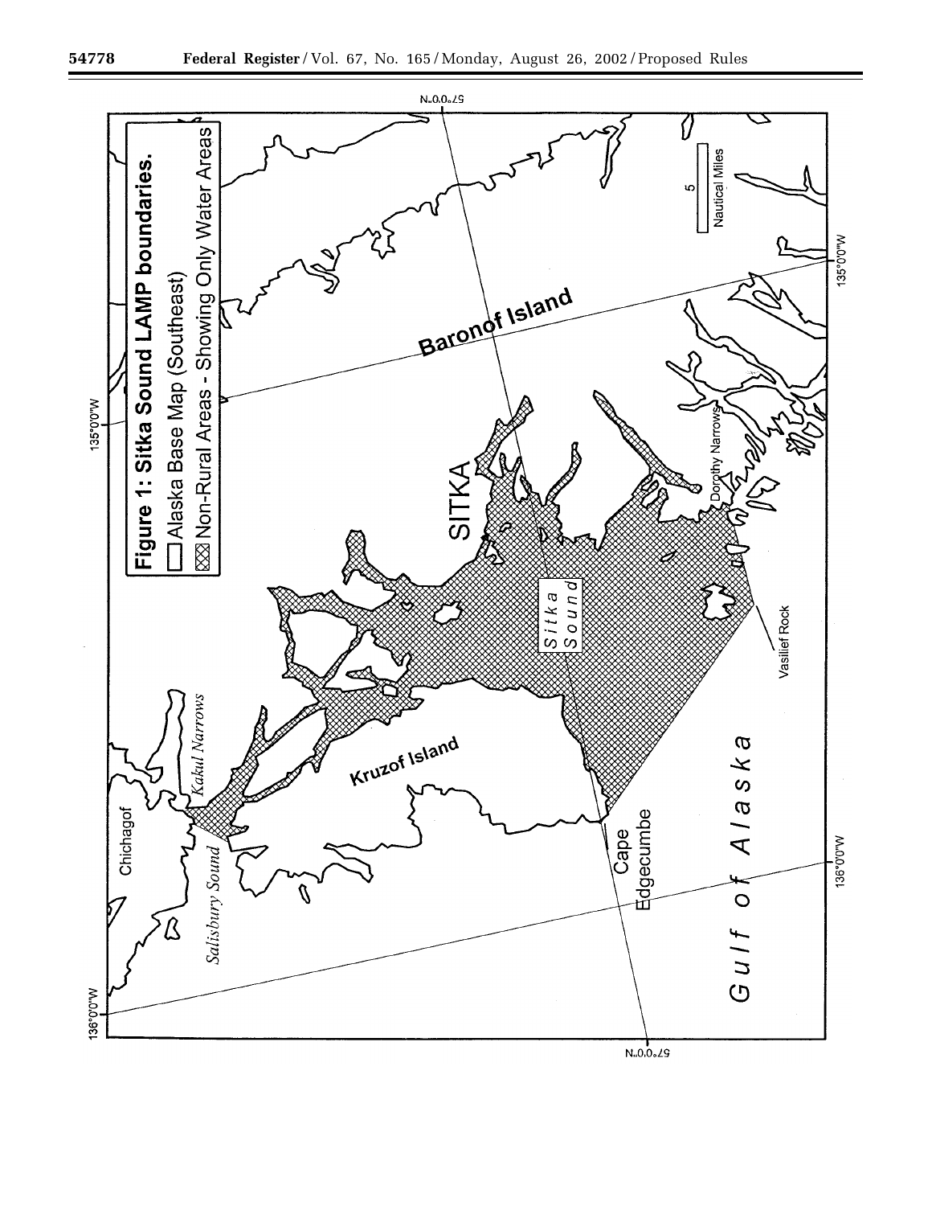Figure 1: Sitka Sound LAMP boundaries.

Alaska Base Map (Southeast)

Non-Rural Areas - Showing Only Water Areas

57°0'0"N

135°0'0"W

136°0'0"W

Baronof Island

SITKA

Sitka Sound

Kruzof Island

Chichagof

Kakul Narrows

Salisbury Sound

Dorothy Narrows

Vasilief Rock

Cape Edgecumbe

Gulf of Alaska

5

Nautical Miles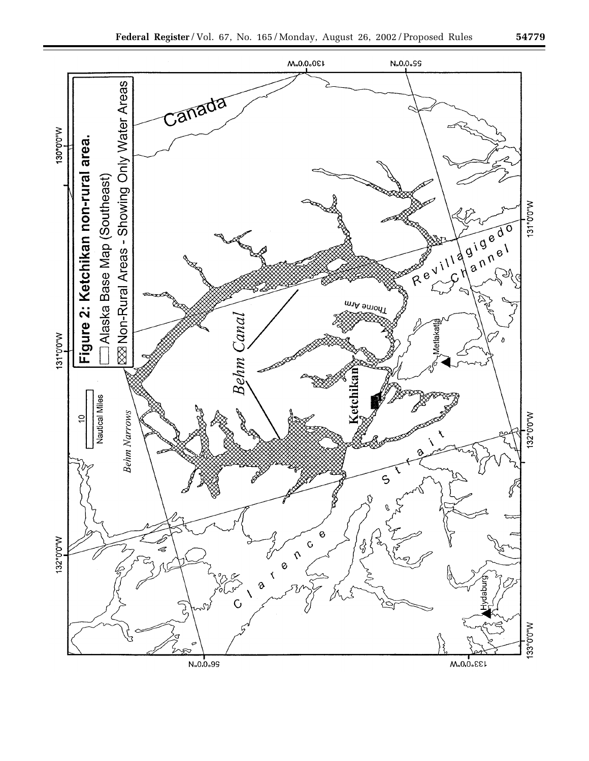**Figure 2: Ketchikan non-rural area.**

Alaska Base Map (Southeast)

Non-Rural Areas - Showing Only Water Areas

10

Nautical Miles

Canada

Behm Canal

Behm Narrows

Thorne Arm

Ketchikan

Metlakatla

Revillagigedo Channel

Clarence Strait

Hydaburg

130°0'0"W

131°0'0"W

132°0'0"W

133°0'0"W

55°0'0"N

56°0'0"N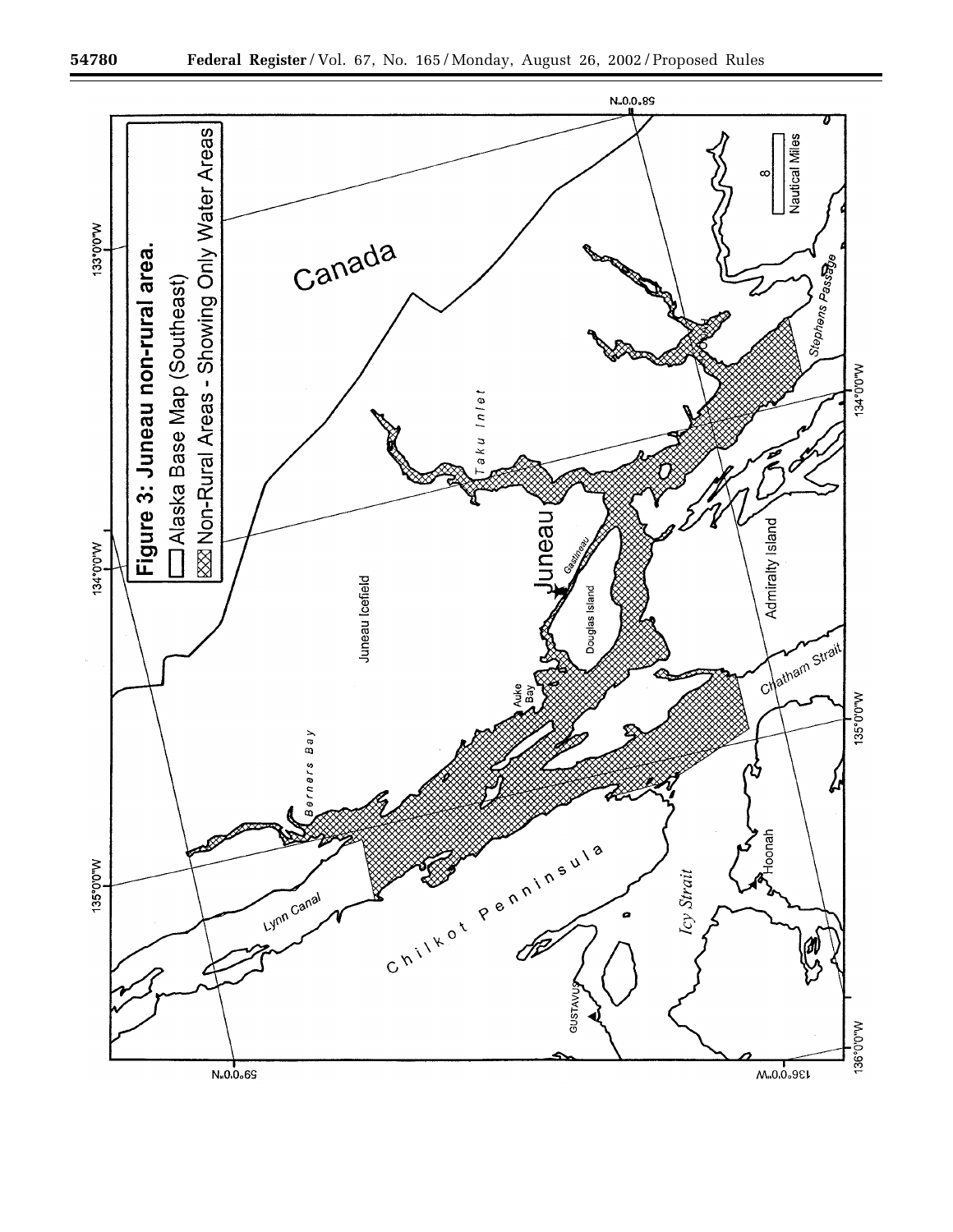**Figure 3: Juneau non-rural area.**

Alaska Base Map (Southeast)

Non-Rural Areas - Showing Only Water Areas

58°0'0"N

133°0'0"W

134°0'0"W

135°0'0"W

136°0'0"W

59°0'0"N

Canada

Juneau Icefield

Taku Inlet

Juneau

Gastineau

Douglas Island

Auke Bay

Berners Bay

Lynn Canal

Chilkot Penninsula

Icy Strait

Hoonah

GUSTAVUS

Admiralty Island

Chatham Strait

Stephens Passage

8

Nautical Miles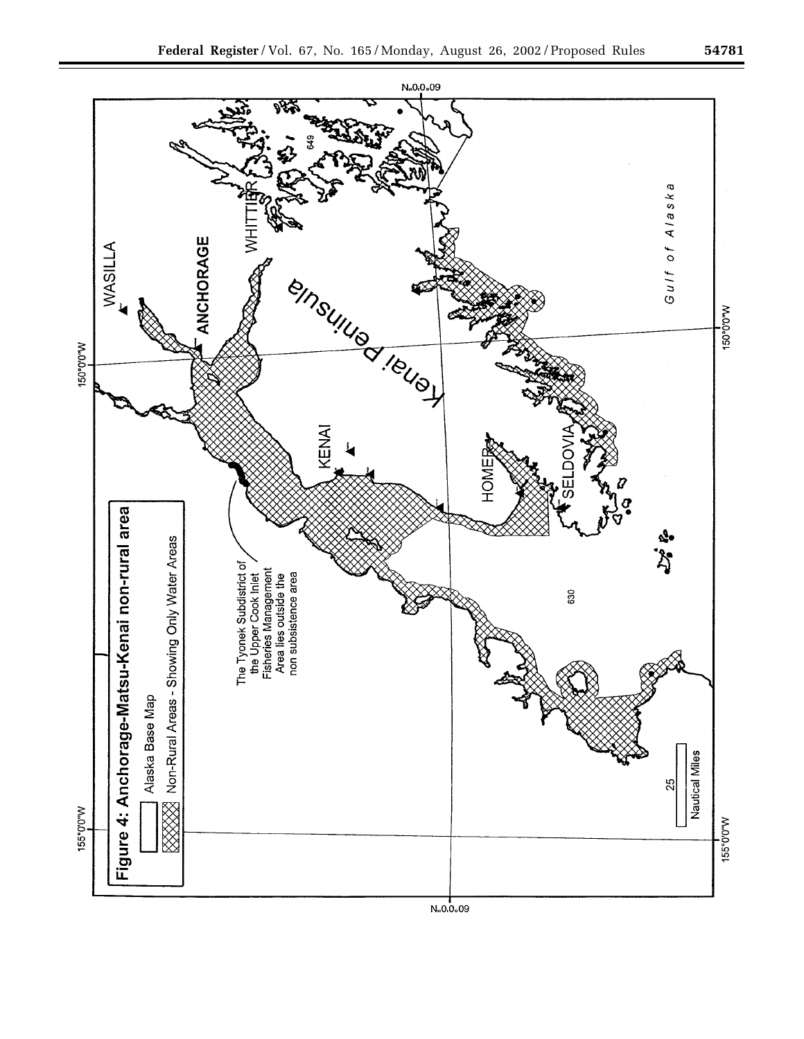Figure 4: Anchorage-Matsu-Kenai non-rural area

Alaska Base Map

Non-Rural Areas - Showing Only Water Areas

The Tyonek Subdistrict of the Upper Cook Inlet Fisheries Management Area lies outside the non subsistence area

WASILLA

ANCHORAGE

WHITTIER

KENAI

HOMER

SELDOVIA

Kenai Peninsula

Gulf of Alaska

649

630

25

Nautical Miles

155°0'0"W

150°0'0"W

60°0'0"N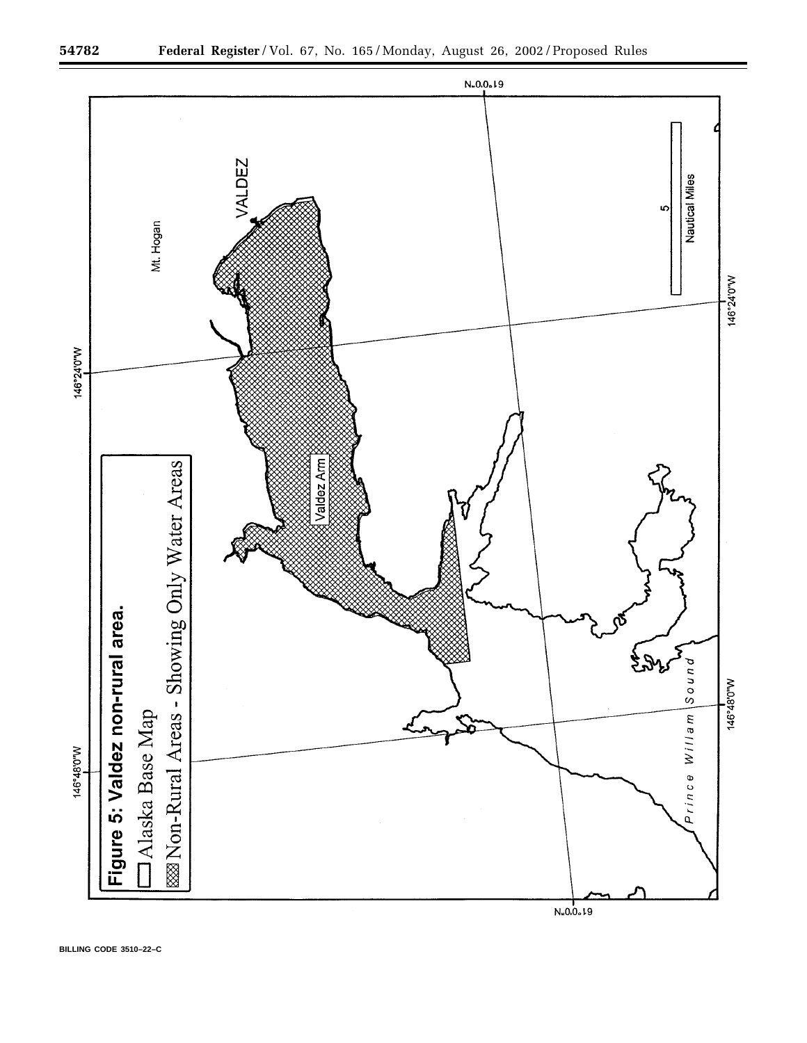Figure 5: Valdez non-rural area.

Alaska Base Map

Non-Rural Areas - Showing Only Water Areas

61°0'0"N

146°24'0"W

146°48'0"W

VALDEZ

Mt. Hogan

Valdez Arm

5

Nautical Miles

Prince Willam Sound

BILLING CODE 3510–22–C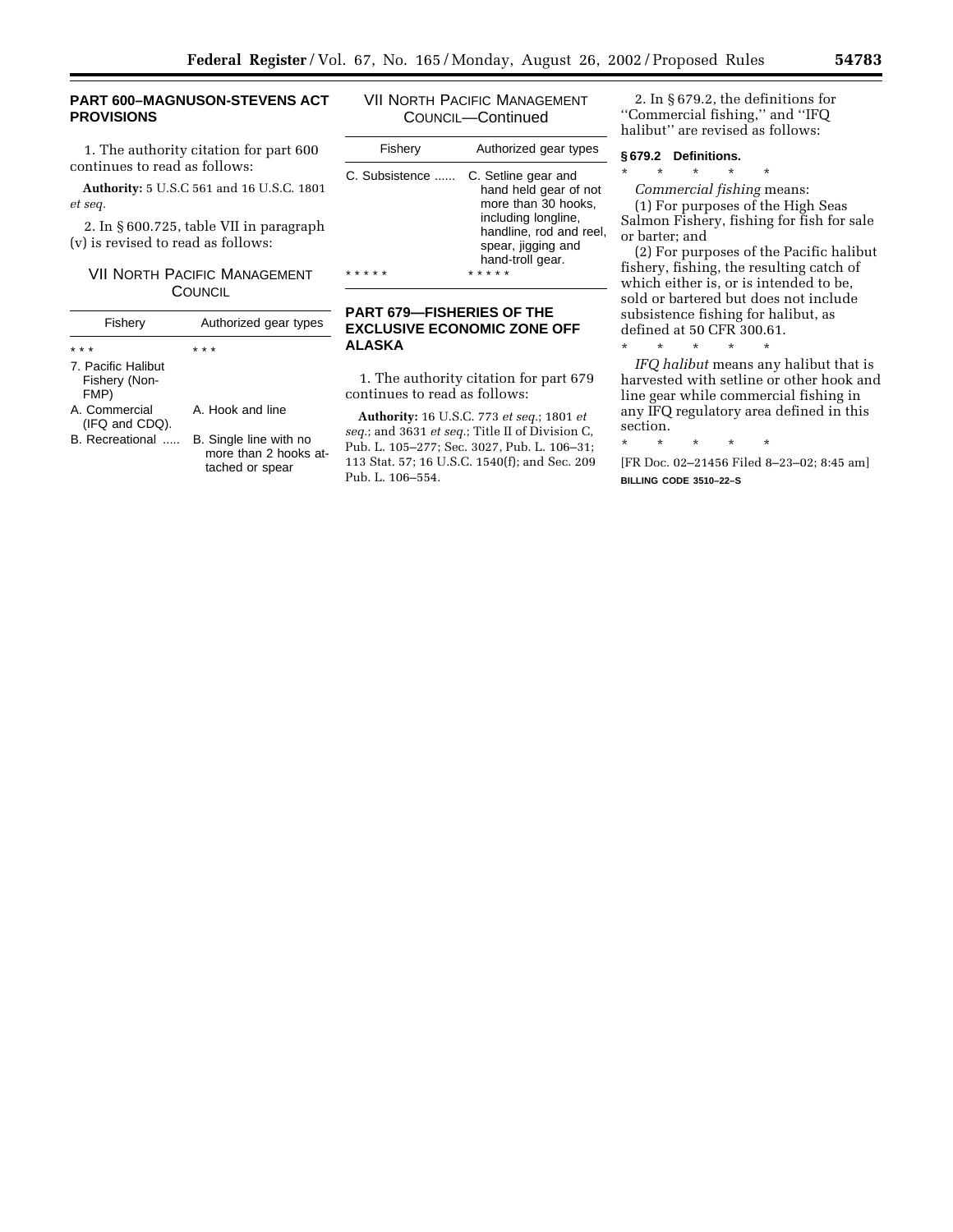## PART 600–MAGNUSON-STEVENS ACT PROVISIONS

1. The authority citation for part 600 continues to read as follows:

**Authority:** 5 U.S.C 561 and 16 U.S.C. 1801 *et seq.*

2. In § 600.725, table VII in paragraph (v) is revised to read as follows:

VII NORTH PACIFIC MANAGEMENT COUNCIL

| Fishery | Authorized gear types |
|---|---|
| * * * | * * * |
| 7. Pacific Halibut Fishery (Non-FMP) | |
| A. Commercial (IFQ and CDQ). | A. Hook and line |
| B. Recreational ..... | B. Single line with no more than 2 hooks attached or spear |
| C. Subsistence ...... | C. Setline gear and hand held gear of not more than 30 hooks, including longline, handline, rod and reel, spear, jigging and hand-troll gear. |
| * * * * * | * * * * * |

## PART 679—FISHERIES OF THE EXCLUSIVE ECONOMIC ZONE OFF ALASKA

1. The authority citation for part 679 continues to read as follows:

**Authority:** 16 U.S.C. 773 *et seq.*; 1801 *et seq.*; and 3631 *et seq.*; Title II of Division C, Pub. L. 105–277; Sec. 3027, Pub. L. 106–31; 113 Stat. 57; 16 U.S.C. 1540(f); and Sec. 209 Pub. L. 106–554.

2. In § 679.2, the definitions for "Commercial fishing," and "IFQ halibut" are revised as follows:

### § 679.2 Definitions.

\* \* \* \* \*

*Commercial fishing* means:

(1) For purposes of the High Seas Salmon Fishery, fishing for fish for sale or barter; and

(2) For purposes of the Pacific halibut fishery, fishing, the resulting catch of which either is, or is intended to be, sold or bartered but does not include subsistence fishing for halibut, as defined at 50 CFR 300.61.

\* \* \* \* \*

*IFQ halibut* means any halibut that is harvested with setline or other hook and line gear while commercial fishing in any IFQ regulatory area defined in this section.

\* \* \* \* \*

[FR Doc. 02–21456 Filed 8–23–02; 8:45 am]

**BILLING CODE 3510–22–S**